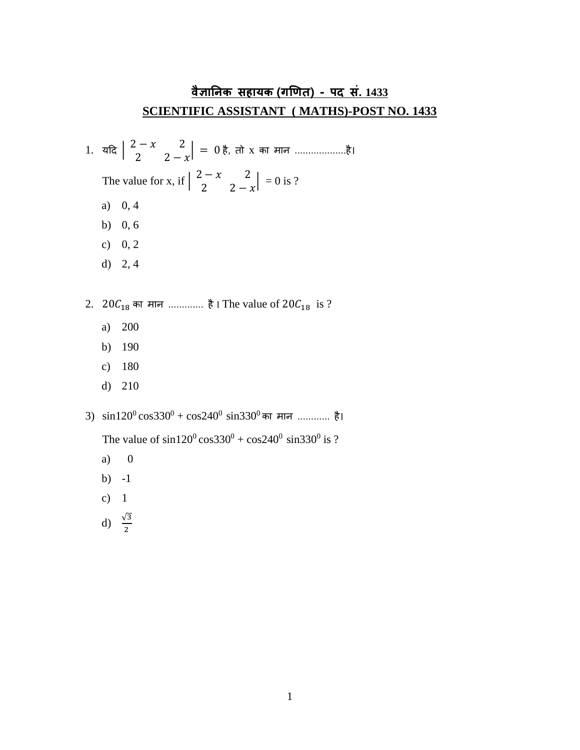# वैज्ञानिक सहायक (गणित) - पद सं. 1433

# SCIENTIFIC ASSISTANT ( MATHS)-POST NO. 1433

1. यदि $\begin{vmatrix} 2-x & 2 \\ 2 & 2-x \end{vmatrix} = 0$ है, तो x का मान ...................है।

   The value for x, if $\begin{vmatrix} 2-x & 2 \\ 2 & 2-x \end{vmatrix}$ = 0 is ?

   a) 0, 4
   
   b) 0, 6
   
   c) 0, 2
   
   d) 2, 4

2. $20C_{18}$ का मान ............. है। The value of $20C_{18}$ is ?

   a) 200
   
   b) 190
   
   c) 180
   
   d) 210

3) $\sin 120^0 \cos 330^0 + \cos 240^0 \sin 330^0$ का मान ............ है।

   The value of $\sin 120^0 \cos 330^0 + \cos 240^0 \sin 330^0$ is ?

   a) 0
   
   b) -1
   
   c) 1
   
   d) $\frac{\sqrt{3}}{2}$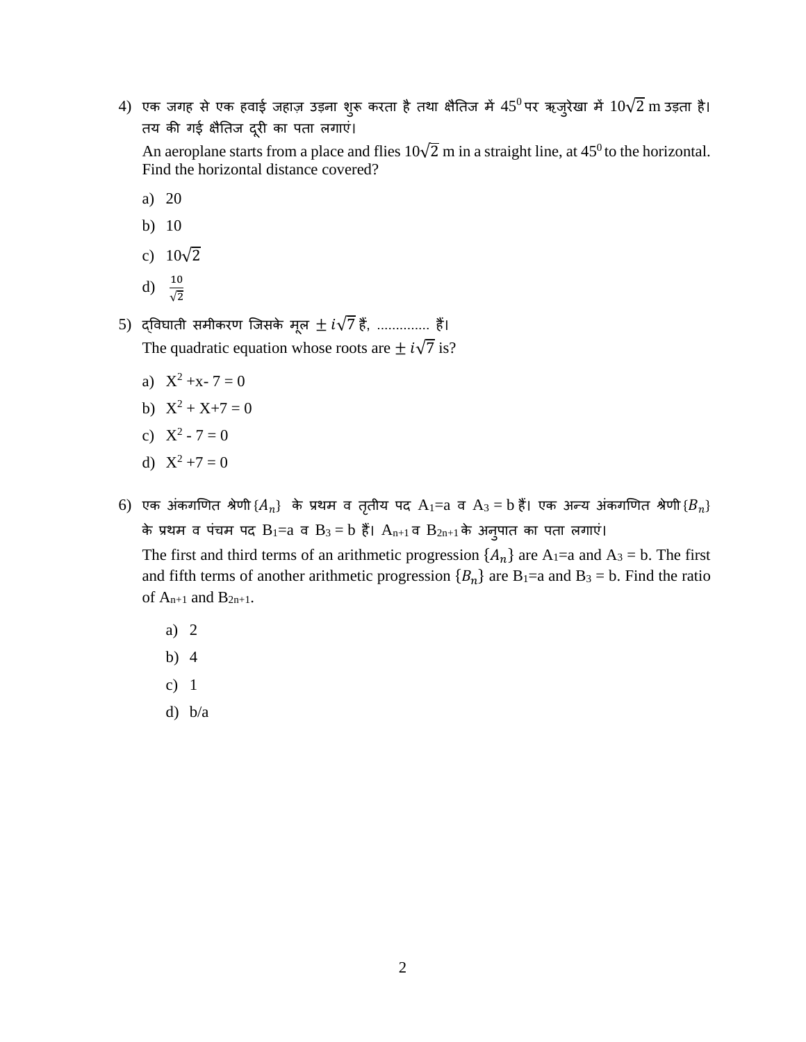4) एक जगह से एक हवाई जहाज़ उड़ना शुरू करता है तथा क्षैतिज में $45^0$ पर ऋजुरेखा में $10\sqrt{2}$ m उड़ता है। तय की गई क्षैतिज दूरी का पता लगाएं।

   An aeroplane starts from a place and flies $10\sqrt{2}$ m in a straight line, at $45^0$ to the horizontal. Find the horizontal distance covered?

   a) 20

   b) 10

   c) $10\sqrt{2}$

   d) $\frac{10}{\sqrt{2}}$

5) द्विघाती समीकरण जिसके मूल $\pm i\sqrt{7}$ हैं, .............. हैं।

   The quadratic equation whose roots are $\pm i\sqrt{7}$ is?

   a) $X^2 + x - 7 = 0$

   b) $X^2 + X + 7 = 0$

   c) $X^2 - 7 = 0$

   d) $X^2 + 7 = 0$

6) एक अंकगणित श्रेणी $\{A_n\}$ के प्रथम व तृतीय पद $A_1$=a व $A_3$ = b हैं। एक अन्य अंकगणित श्रेणी $\{B_n\}$ के प्रथम व पंचम पद $B_1$=a व $B_3$ = b हैं। $A_{n+1}$ व $B_{2n+1}$ के अनुपात का पता लगाएं।

   The first and third terms of an arithmetic progression $\{A_n\}$ are $A_1$=a and $A_3$ = b. The first and fifth terms of another arithmetic progression $\{B_n\}$ are $B_1$=a and $B_3$ = b. Find the ratio of $A_{n+1}$ and $B_{2n+1}$.

   a) 2

   b) 4

   c) 1

   d) b/a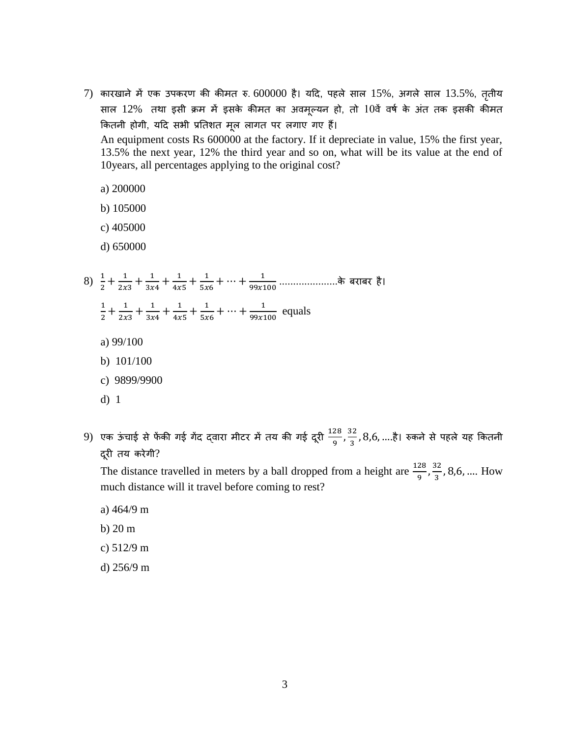7) कारखाने में एक उपकरण की कीमत रु. 600000 है। यदि, पहले साल 15%, अगले साल 13.5%, तृतीय साल 12% तथा इसी क्रम में इसके कीमत का अवमूल्यन हो, तो 10वें वर्ष के अंत तक इसकी कीमत कितनी होगी, यदि सभी प्रतिशत मूल लागत पर लगाए गए हैं।

   An equipment costs Rs 600000 at the factory. If it depreciate in value, 15% the first year, 13.5% the next year, 12% the third year and so on, what will be its value at the end of 10years, all percentages applying to the original cost?

   a) 200000

   b) 105000

   c) 405000

   d) 650000

8) $\frac{1}{2} + \frac{1}{2x3} + \frac{1}{3x4} + \frac{1}{4x5} + \frac{1}{5x6} + \cdots + \frac{1}{99x100}$ ....................के बराबर है।

   $\frac{1}{2} + \frac{1}{2x3} + \frac{1}{3x4} + \frac{1}{4x5} + \frac{1}{5x6} + \cdots + \frac{1}{99x100}$ equals

   a) 99/100

   b) 101/100

   c) 9899/9900

   d) 1

9) एक ऊंचाई से फेंकी गई गेंद द्वारा मीटर में तय की गई दूरी $\frac{128}{9}, \frac{32}{3}, 8, 6, ....$है। रुकने से पहले यह कितनी दूरी तय करेगी?

   The distance travelled in meters by a ball dropped from a height are $\frac{128}{9}, \frac{32}{3}, 8, 6, ....$ How much distance will it travel before coming to rest?

   a) 464/9 m

   b) 20 m

   c) 512/9 m

   d) 256/9 m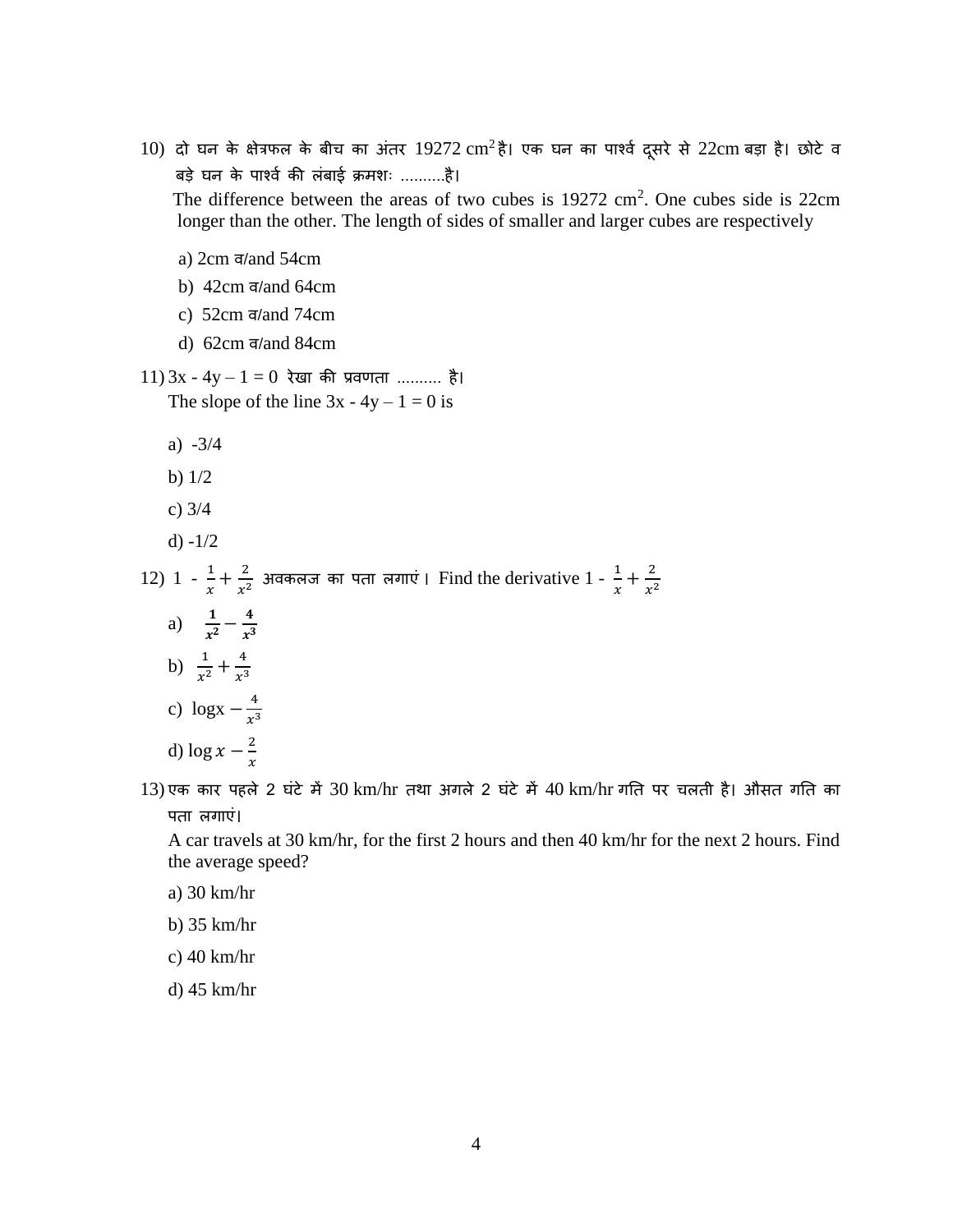10) दो घन के क्षेत्रफल के बीच का अंतर 19272 $cm^2$ है। एक घन का पार्श्व दूसरे से 22cm बड़ा है। छोटे व बड़े घन के पार्श्व की लंबाई क्रमशः ..........है।

The difference between the areas of two cubes is 19272 $cm^2$. One cubes side is 22cm longer than the other. The length of sides of smaller and larger cubes are respectively

a) 2cm व/and 54cm

b) 42cm व/and 64cm

c) 52cm व/and 74cm

d) 62cm व/and 84cm

11) $3x - 4y - 1 = 0$ रेखा की प्रवणता .......... है।

The slope of the line $3x - 4y - 1 = 0$ is

a) -3/4

b) 1/2

c) 3/4

d) -1/2

12) $1 - \frac{1}{x} + \frac{2}{x^2}$ अवकलज का पता लगाएं। Find the derivative $1 - \frac{1}{x} + \frac{2}{x^2}$

a) $\mathbf{\frac{1}{x^2} - \frac{4}{x^3}}$

b) $\frac{1}{x^2} + \frac{4}{x^3}$

c) $\log x - \frac{4}{x^3}$

d) $\log x - \frac{2}{x}$

13) एक कार पहले 2 घंटे में 30 km/hr तथा अगले 2 घंटे में 40 km/hr गति पर चलती है। औसत गति का पता लगाएं।

A car travels at 30 km/hr, for the first 2 hours and then 40 km/hr for the next 2 hours. Find the average speed?

a) 30 km/hr

b) 35 km/hr

c) 40 km/hr

d) 45 km/hr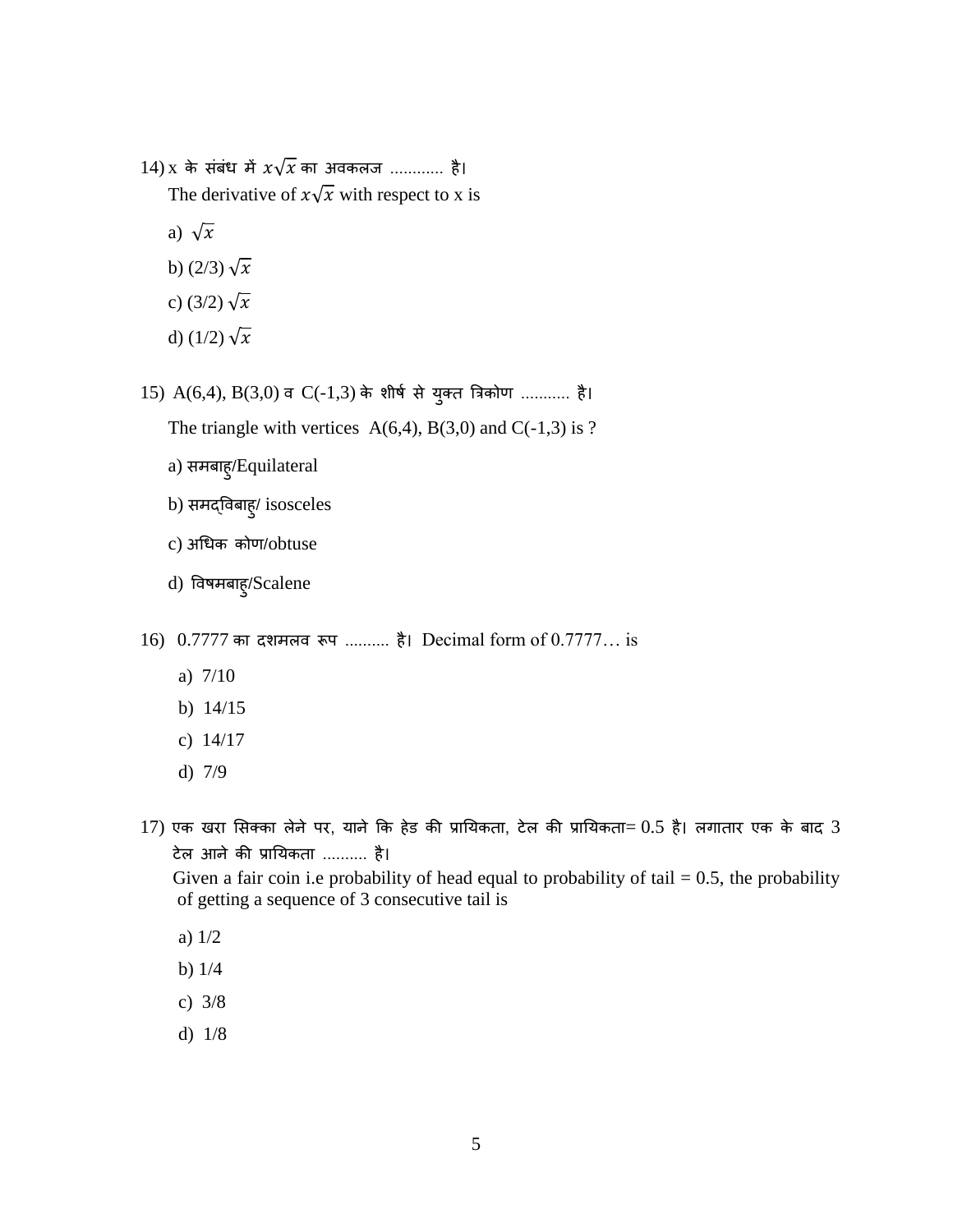14) x के संबंध में $x\sqrt{x}$ का अवकलज ............ है।

The derivative of $x\sqrt{x}$ with respect to x is

a) $\sqrt{x}$

b) (2/3) $\sqrt{x}$

c) (3/2) $\sqrt{x}$

d) (1/2) $\sqrt{x}$

15) A(6,4), B(3,0) व C(-1,3) के शीर्ष से युक्त त्रिकोण ........... है।

The triangle with vertices A(6,4), B(3,0) and C(-1,3) is ?

a) समबाहु/Equilateral

b) समद्विबाहु/ isosceles

c) अधिक कोण/obtuse

d) विषमबाहु/Scalene

16) 0.7777 का दशमलव रूप .......... है। Decimal form of 0.7777… is

a) 7/10

b) 14/15

c) 14/17

d) 7/9

17) एक खरा सिक्का लेने पर, याने कि हेड की प्रायिकता, टेल की प्रायिकता= 0.5 है। लगातार एक के बाद 3 टेल आने की प्रायिकता .......... है।

Given a fair coin i.e probability of head equal to probability of tail = 0.5, the probability of getting a sequence of 3 consecutive tail is

a) 1/2

b) 1/4

c) 3/8

d) 1/8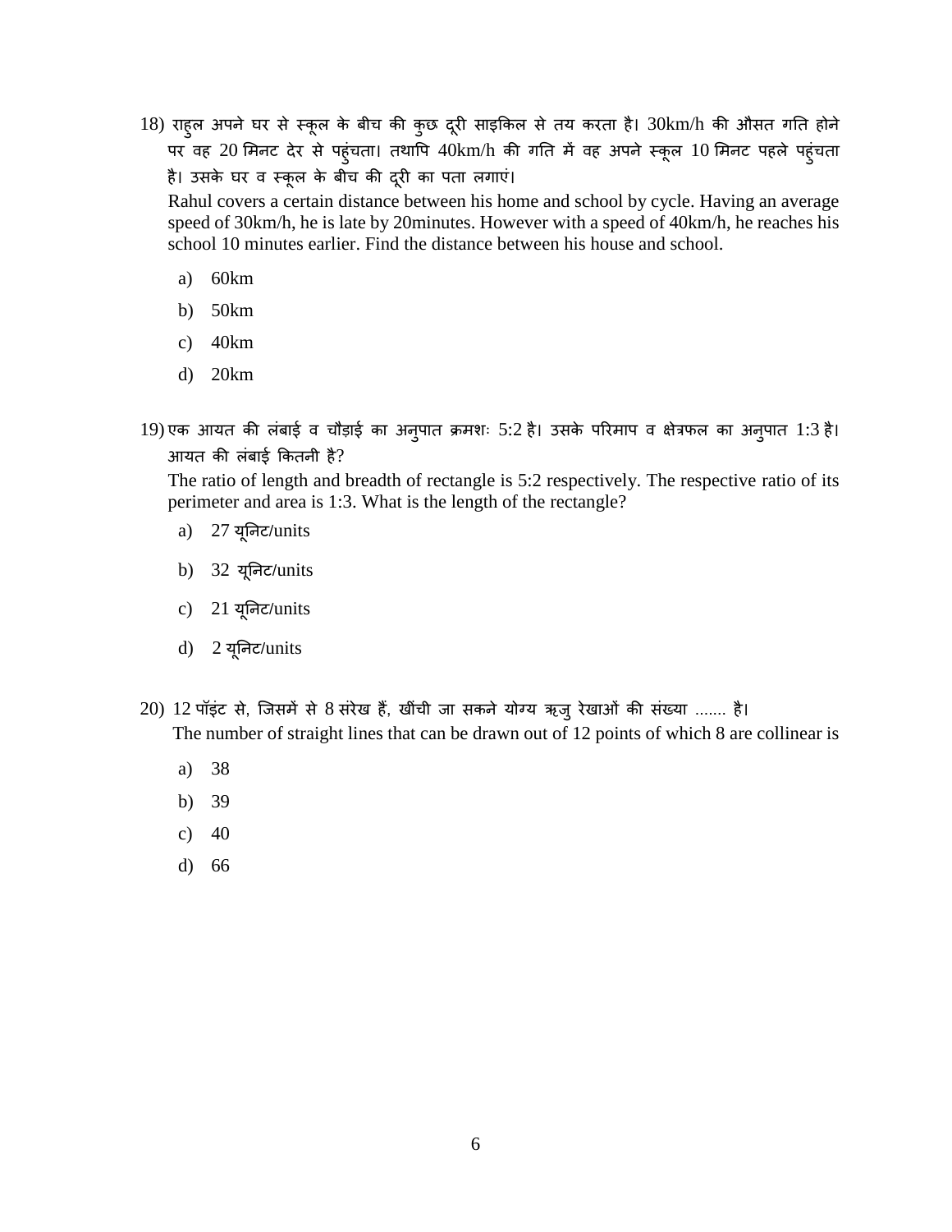18) राहुल अपने घर से स्कूल के बीच की कुछ दूरी साइकिल से तय करता है। 30km/h की औसत गति होने पर वह 20 मिनट देर से पहुंचता। तथापि 40km/h की गति में वह अपने स्कूल 10 मिनट पहले पहुंचता है। उसके घर व स्कूल के बीच की दूरी का पता लगाएं।

Rahul covers a certain distance between his home and school by cycle. Having an average speed of 30km/h, he is late by 20minutes. However with a speed of 40km/h, he reaches his school 10 minutes earlier. Find the distance between his house and school.

a) 60km

b) 50km

c) 40km

d) 20km

19) एक आयत की लंबाई व चौड़ाई का अनुपात क्रमशः 5:2 है। उसके परिमाप व क्षेत्रफल का अनुपात 1:3 है। आयत की लंबाई कितनी है?

The ratio of length and breadth of rectangle is 5:2 respectively. The respective ratio of its perimeter and area is 1:3. What is the length of the rectangle?

a) 27 यूनिट/units

b) 32 यूनिट/units

c) 21 यूनिट/units

d) 2 यूनिट/units

20) 12 पॉइंट से, जिसमें से 8 संरेख हैं, खींची जा सकने योग्य ऋजु रेखाओं की संख्या ....... है।

The number of straight lines that can be drawn out of 12 points of which 8 are collinear is

a) 38

b) 39

c) 40

d) 66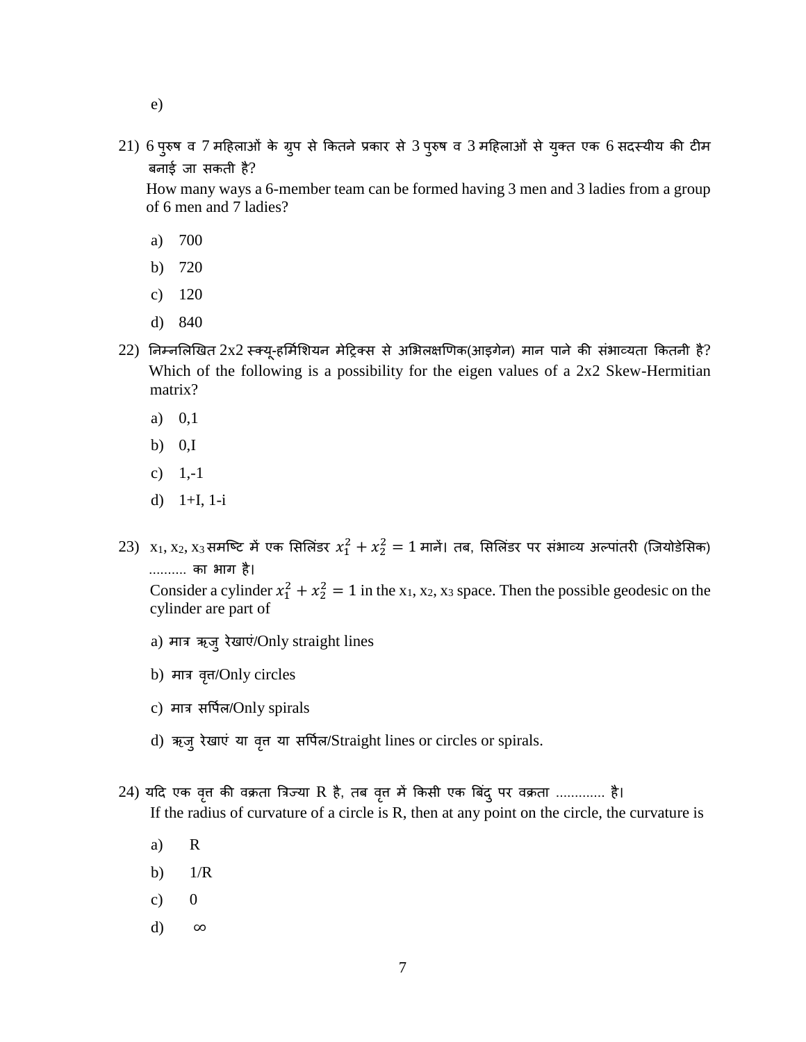e)

21) 6 पुरुष व 7 महिलाओं के ग्रुप से कितने प्रकार से 3 पुरुष व 3 महिलाओं से युक्त एक 6 सदस्यीय की टीम बनाई जा सकती है?
How many ways a 6-member team can be formed having 3 men and 3 ladies from a group of 6 men and 7 ladies?

a) 700

b) 720

c) 120

d) 840

22) निम्नलिखित 2x2 स्क्यू-हर्मिशियन मेट्रिक्स से अभिलक्षणिक(आइगेन) मान पाने की संभाव्यता कितनी है?
Which of the following is a possibility for the eigen values of a 2x2 Skew-Hermitian matrix?

a) 0,1

b) 0,I

c) 1,-1

d) 1+I, 1-i

23) $x_1, x_2, x_3$ समष्टि में एक सिलिंडर $x_1^2 + x_2^2 = 1$ मानें। तब, सिलिंडर पर संभाव्य अल्पांतरी (जियोडेसिक) .......... का भाग है।
Consider a cylinder $x_1^2 + x_2^2 = 1$ in the $x_1, x_2, x_3$ space. Then the possible geodesic on the cylinder are part of

a) मात्र ऋजु रेखाएं/Only straight lines

b) मात्र वृत्त/Only circles

c) मात्र सर्पिल/Only spirals

d) ऋजु रेखाएं या वृत्त या सर्पिल/Straight lines or circles or spirals.

24) यदि एक वृत्त की वक्रता त्रिज्या R है, तब वृत्त में किसी एक बिंदु पर वक्रता ............. है।
If the radius of curvature of a circle is R, then at any point on the circle, the curvature is

a) R

b) 1/R

c) 0

d) $\infty$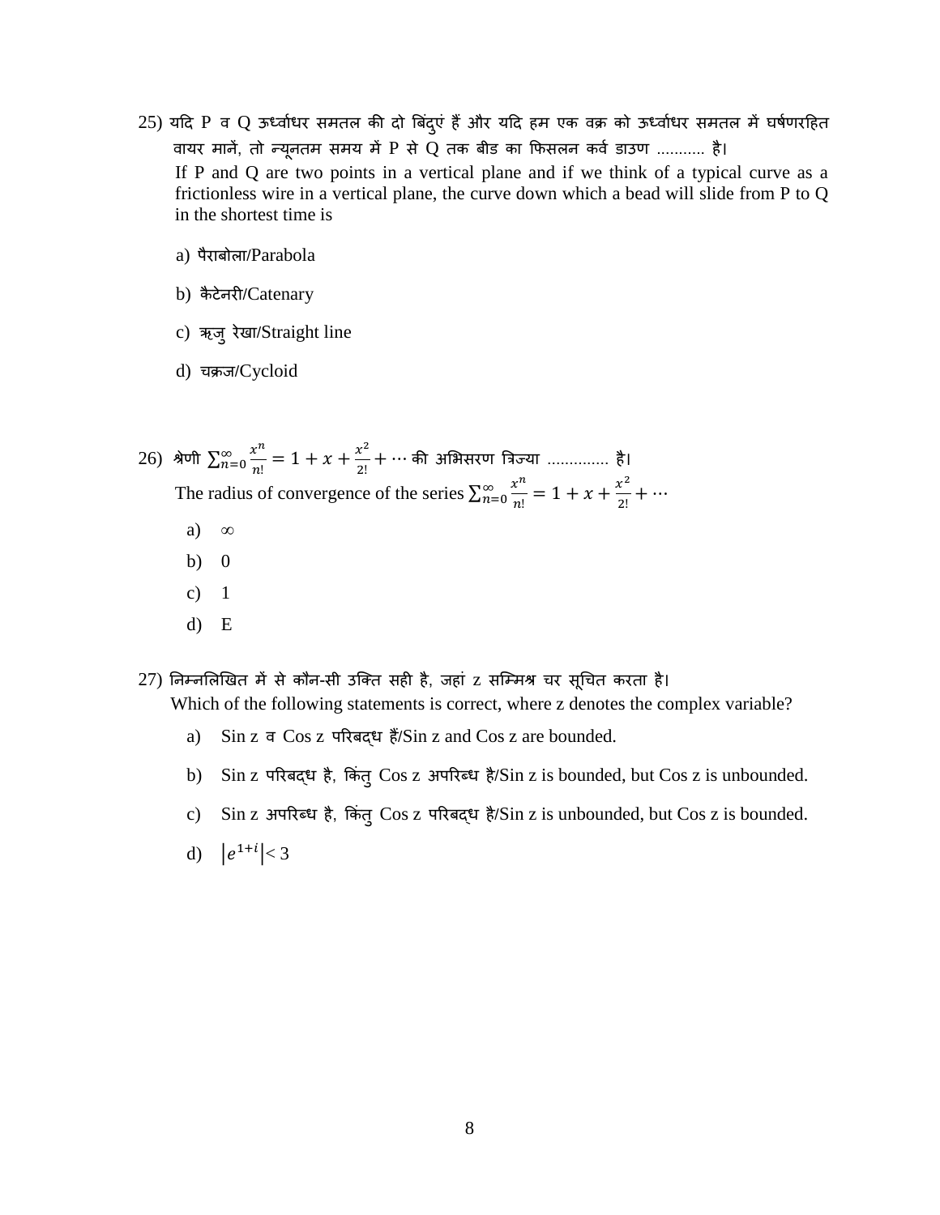25) यदि P व Q ऊर्ध्वाधर समतल की दो बिंदुएं हैं और यदि हम एक वक्र को ऊर्ध्वाधर समतल में घर्षणरहित वायर मानें, तो न्यूनतम समय में P से Q तक बीड का फिसलन कर्व डाउण ........... है।

If P and Q are two points in a vertical plane and if we think of a typical curve as a frictionless wire in a vertical plane, the curve down which a bead will slide from P to Q in the shortest time is

a) पैराबोला/Parabola

b) कैटेनरी/Catenary

c) ऋजु रेखा/Straight line

d) चक्रज/Cycloid

26) श्रेणी $\sum_{n=0}^{\infty} \frac{x^n}{n!} = 1 + x + \frac{x^2}{2!} + \cdots$ की अभिसरण त्रिज्या ............. है।

The radius of convergence of the series $\sum_{n=0}^{\infty} \frac{x^n}{n!} = 1 + x + \frac{x^2}{2!} + \cdots$

a) $\infty$

b) 0

c) 1

d) E

27) निम्नलिखित में से कौन-सी उक्ति सही है, जहां z सम्मिश्र चर सूचित करता है।

Which of the following statements is correct, where z denotes the complex variable?

a) Sin z व Cos z परिबद्ध हैं/Sin z and Cos z are bounded.

b) Sin z परिबद्ध है, किंतु Cos z अपरिब्ध है/Sin z is bounded, but Cos z is unbounded.

c) Sin z अपरिब्ध है, किंतु Cos z परिबद्ध है/Sin z is unbounded, but Cos z is bounded.

d) $\left|e^{1+i}\right| < 3$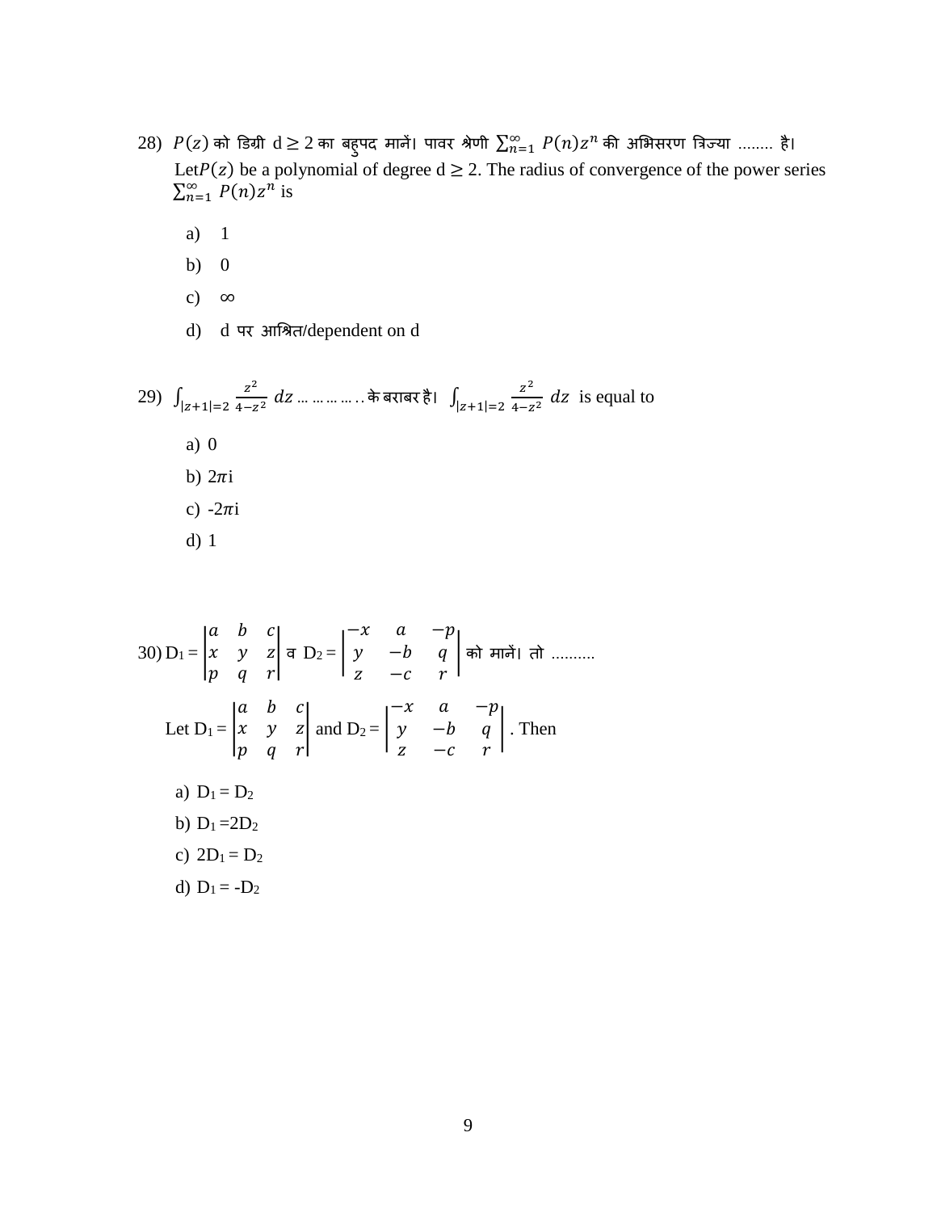28) $P(z)$ को डिग्री $d \geq 2$ का बहुपद मानें। पावर श्रेणी $\sum_{n=1}^{\infty} P(n)z^n$ की अभिसरण त्रिज्या ........ है।

Let $P(z)$ be a polynomial of degree $d \geq 2$. The radius of convergence of the power series $\sum_{n=1}^{\infty} P(n)z^n$ is

a) 1

b) 0

c) $\infty$

d) d पर आश्रित/dependent on d

29) $\int_{|z+1|=2} \frac{z^2}{4-z^2}\, dz$ ………….. के बराबर है। $\int_{|z+1|=2} \frac{z^2}{4-z^2}\, dz$ is equal to

a) 0

b) $2\pi$i

c) $-2\pi$i

d) 1

30) $D_1 = \begin{vmatrix} a & b & c \\ x & y & z \\ p & q & r \end{vmatrix}$ व $D_2 = \begin{vmatrix} -x & a & -p \\ y & -b & q \\ z & -c & r \end{vmatrix}$ को मानें। तो ..........

Let $D_1 = \begin{vmatrix} a & b & c \\ x & y & z \\ p & q & r \end{vmatrix}$ and $D_2 = \begin{vmatrix} -x & a & -p \\ y & -b & q \\ z & -c & r \end{vmatrix}$. Then

a) $D_1 = D_2$

b) $D_1 = 2D_2$

c) $2D_1 = D_2$

d) $D_1 = -D_2$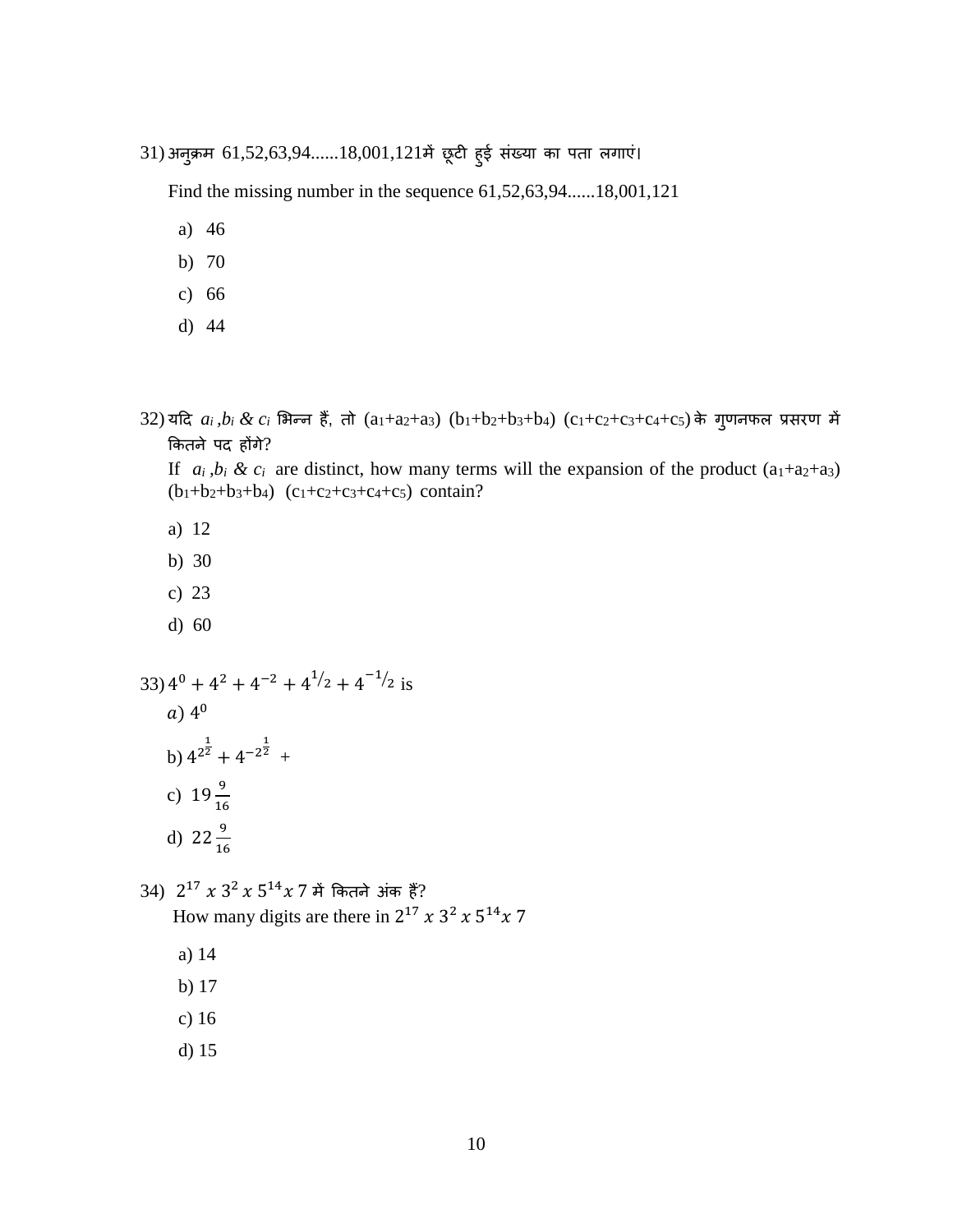31) अनुक्रम 61,52,63,94......18,001,121में छूटी हुई संख्या का पता लगाएं।

Find the missing number in the sequence 61,52,63,94......18,001,121

a) 46

b) 70

c) 66

d) 44

32) यदि $a_i$ ,$b_i$ & $c_i$ भिन्न हैं, तो $(a_1+a_2+a_3)$ $(b_1+b_2+b_3+b_4)$ $(c_1+c_2+c_3+c_4+c_5)$ के गुणनफल प्रसरण में कितने पद होंगे?

If $a_i$ ,$b_i$ & $c_i$ are distinct, how many terms will the expansion of the product $(a_1+a_2+a_3)$ $(b_1+b_2+b_3+b_4)$ $(c_1+c_2+c_3+c_4+c_5)$ contain?

a) 12

b) 30

c) 23

d) 60

33) $4^0 + 4^2 + 4^{-2} + 4^{1/2} + 4^{-1/2}$ is

a) $4^0$

b) $4^{2^{\frac{1}{2}}} + 4^{-2^{\frac{1}{2}}}$ +

c) $19\frac{9}{16}$

d) $22\frac{9}{16}$

34) $2^{17}\ x\ 3^2\ x\ 5^{14} x\ 7$ में कितने अंक हैं?

How many digits are there in $2^{17}\ x\ 3^2\ x\ 5^{14} x\ 7$

a) 14

b) 17

c) 16

d) 15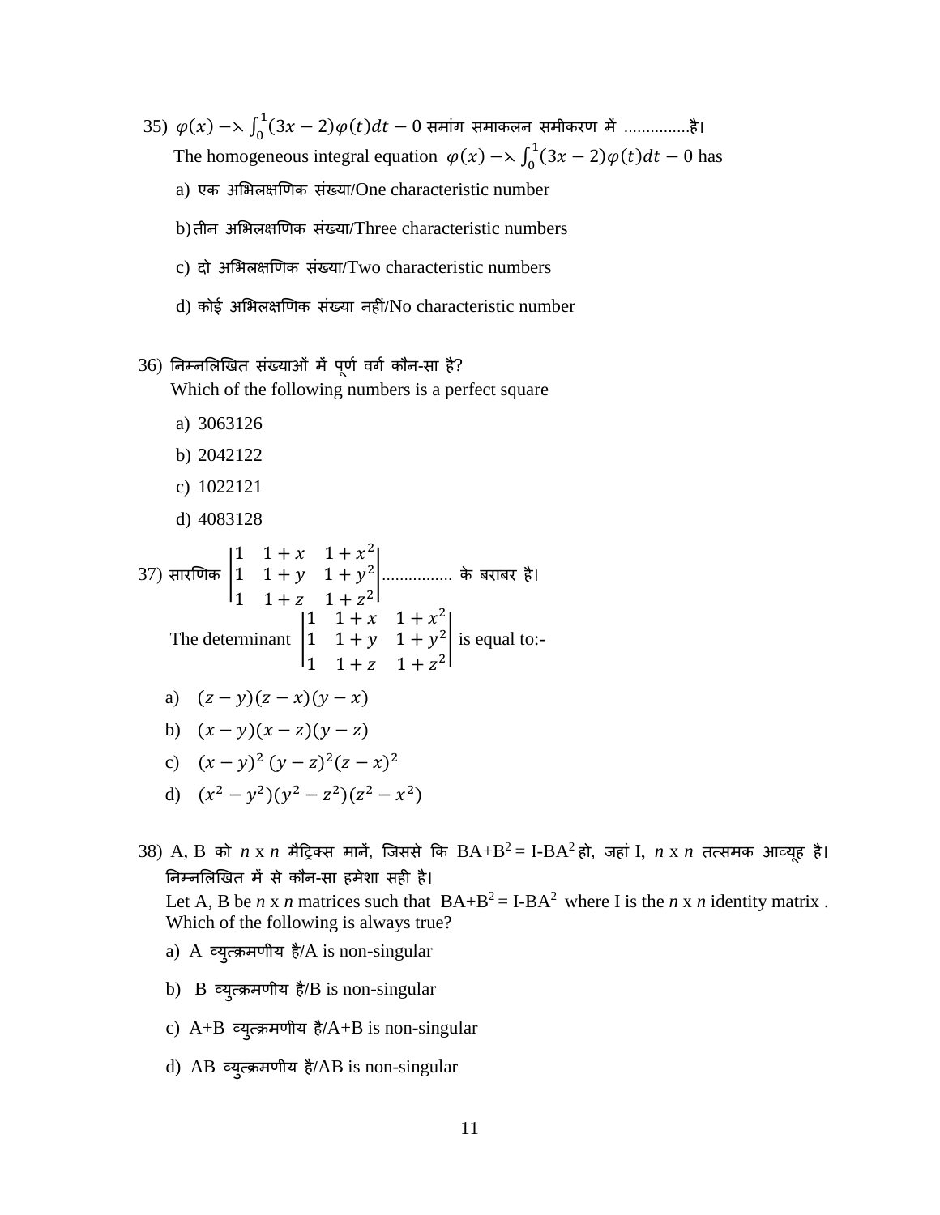35) $\varphi(x) - \lambda \int_0^1 (3x-2)\varphi(t)dt - 0$ समांग समाकलन समीकरण में ...............है।

The homogeneous integral equation $\varphi(x) - \lambda \int_0^1 (3x-2)\varphi(t)dt - 0$ has

a) एक अभिलक्षणिक संख्या/One characteristic number

b) तीन अभिलक्षणिक संख्या/Three characteristic numbers

c) दो अभिलक्षणिक संख्या/Two characteristic numbers

d) कोई अभिलक्षणिक संख्या नहीं/No characteristic number

36) निम्नलिखित संख्याओं में पूर्ण वर्ग कौन-सा है?

Which of the following numbers is a perfect square

a) 3063126

b) 2042122

c) 1022121

d) 4083128

37) सारणिक $\begin{vmatrix} 1 & 1+x & 1+x^2 \\ 1 & 1+y & 1+y^2 \\ 1 & 1+z & 1+z^2 \end{vmatrix}$................ के बराबर है।

The determinant $\begin{vmatrix} 1 & 1+x & 1+x^2 \\ 1 & 1+y & 1+y^2 \\ 1 & 1+z & 1+z^2 \end{vmatrix}$ is equal to:-

a) $(z-y)(z-x)(y-x)$

b) $(x-y)(x-z)(y-z)$

c) $(x-y)^2\,(y-z)^2(z-x)^2$

d) $(x^2-y^2)(y^2-z^2)(z^2-x^2)$

38) A, B को $n$ x $n$ मैट्रिक्स मानें, जिससे कि $BA+B^2 = I-BA^2$ हो, जहां I, $n$ x $n$ तत्समक आव्यूह है। निम्नलिखित में से कौन-सा हमेशा सही है।

Let A, B be $n$ x $n$ matrices such that $BA+B^2 = I-BA^2$ where I is the $n$ x $n$ identity matrix . Which of the following is always true?

a) A व्युत्क्रमणीय है/A is non-singular

b) B व्युत्क्रमणीय है/B is non-singular

c) A+B व्युत्क्रमणीय है/A+B is non-singular

d) AB व्युत्क्रमणीय है/AB is non-singular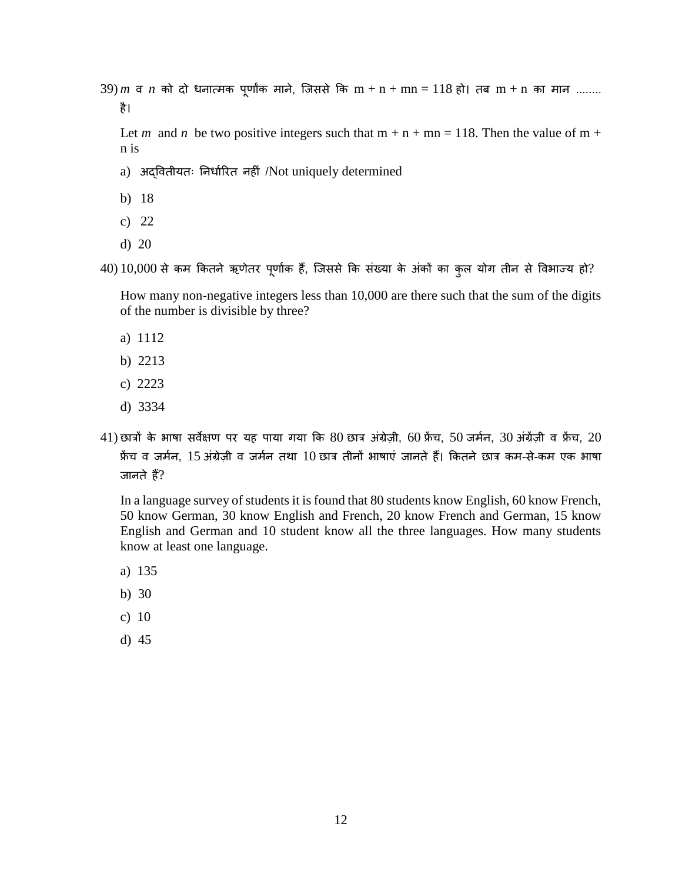39) $m$ व $n$ को दो धनात्मक पूर्णांक माने, जिससे कि $m + n + mn = 118$ हो। तब $m + n$ का मान ........ है।

Let $m$ and $n$ be two positive integers such that $m + n + mn = 118$. Then the value of $m + n$ is

a) अद्वितीयतः निर्धारित नहीं /Not uniquely determined

b) 18

c) 22

d) 20

40) 10,000 से कम कितने ऋणेतर पूर्णांक हैं, जिससे कि संख्या के अंकों का कुल योग तीन से विभाज्य हो?

How many non-negative integers less than 10,000 are there such that the sum of the digits of the number is divisible by three?

a) 1112

b) 2213

c) 2223

d) 3334

41) छात्रों के भाषा सर्वेक्षण पर यह पाया गया कि 80 छात्र अंग्रेज़ी, 60 फ्रेंच, 50 जर्मन, 30 अंग्रेज़ी व फ्रेंच, 20 फ्रेंच व जर्मन, 15 अंग्रेज़ी व जर्मन तथा 10 छात्र तीनों भाषाएं जानते हैं। कितने छात्र कम-से-कम एक भाषा जानते हैं?

In a language survey of students it is found that 80 students know English, 60 know French, 50 know German, 30 know English and French, 20 know French and German, 15 know English and German and 10 student know all the three languages. How many students know at least one language.

a) 135

b) 30

c) 10

d) 45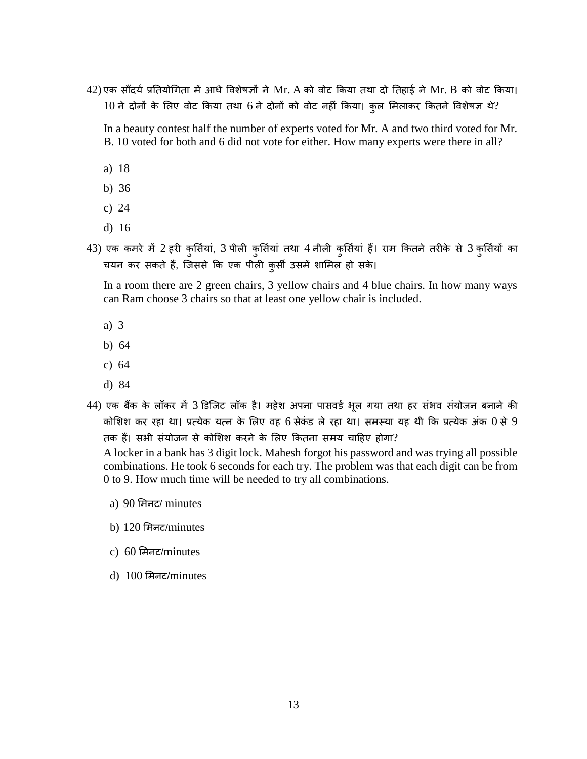42) एक सौंदर्य प्रतियोगिता में आधे विशेषज्ञों ने Mr. A को वोट किया तथा दो तिहाई ने Mr. B को वोट किया। 10 ने दोनों के लिए वोट किया तथा 6 ने दोनों को वोट नहीं किया। कुल मिलाकर कितने विशेषज्ञ थे?

In a beauty contest half the number of experts voted for Mr. A and two third voted for Mr. B. 10 voted for both and 6 did not vote for either. How many experts were there in all?

a) 18

b) 36

c) 24

d) 16

43) एक कमरे में 2 हरी कुर्सियां, 3 पीली कुर्सियां तथा 4 नीली कुर्सियां हैं। राम कितने तरीके से 3 कुर्सियों का चयन कर सकते हैं, जिससे कि एक पीली कुर्सी उसमें शामिल हो सके।

In a room there are 2 green chairs, 3 yellow chairs and 4 blue chairs. In how many ways can Ram choose 3 chairs so that at least one yellow chair is included.

a) 3

b) 64

c) 64

d) 84

44) एक बैंक के लॉकर में 3 डिजिट लॉक है। महेश अपना पासवर्ड भूल गया तथा हर संभव संयोजन बनाने की कोशिश कर रहा था। प्रत्येक यत्न के लिए वह 6 सेकंड ले रहा था। समस्या यह थी कि प्रत्येक अंक 0 से 9 तक हैं। सभी संयोजन से कोशिश करने के लिए कितना समय चाहिए होगा?

A locker in a bank has 3 digit lock. Mahesh forgot his password and was trying all possible combinations. He took 6 seconds for each try. The problem was that each digit can be from 0 to 9. How much time will be needed to try all combinations.

a) 90 मिनट/ minutes

b) 120 मिनट/minutes

c) 60 मिनट/minutes

d) 100 मिनट/minutes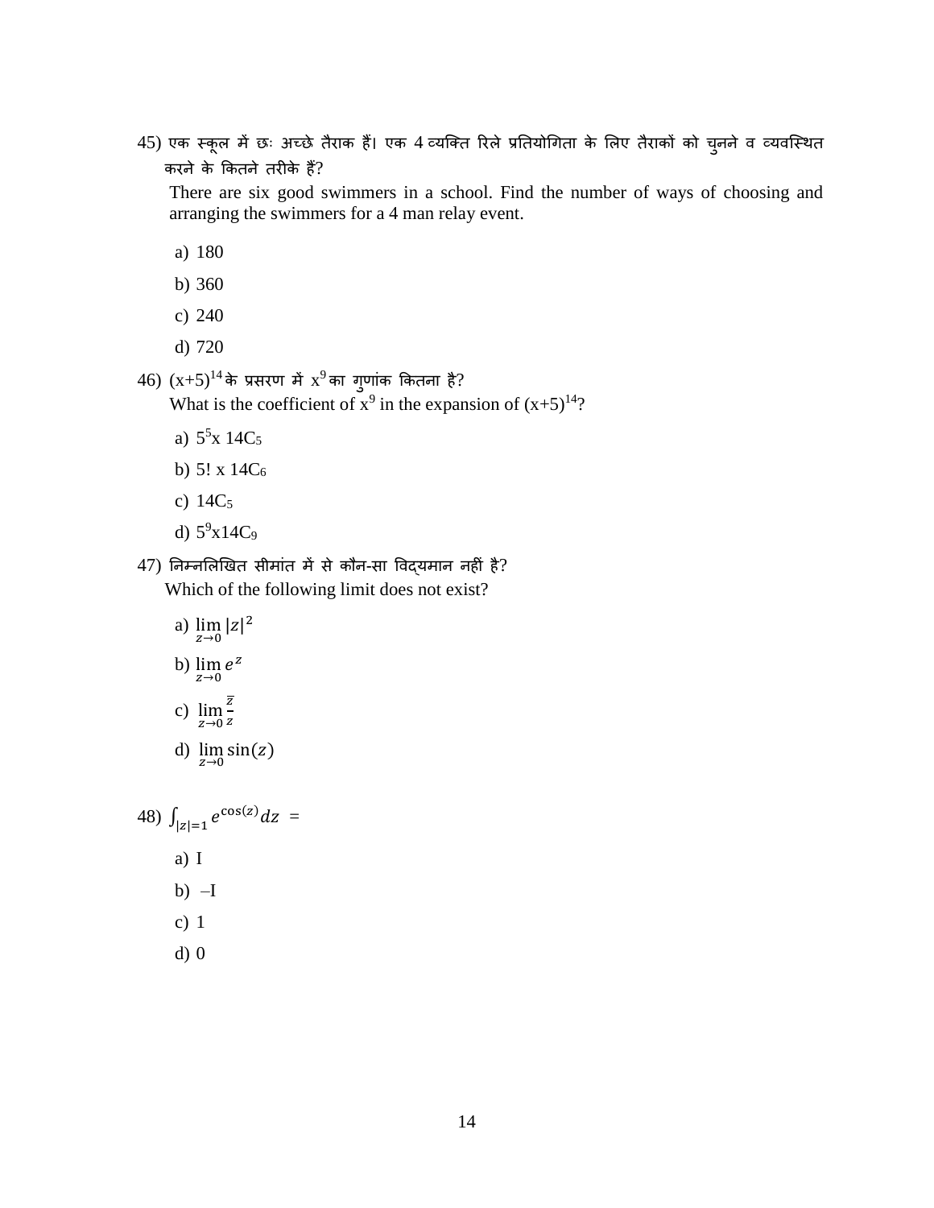45) एक स्कूल में छः अच्छे तैराक हैं। एक 4 व्यक्ति रिले प्रतियोगिता के लिए तैराकों को चुनने व व्यवस्थित करने के कितने तरीके हैं?

There are six good swimmers in a school. Find the number of ways of choosing and arranging the swimmers for a 4 man relay event.

a) 180

b) 360

c) 240

d) 720

46) $(x+5)^{14}$ के प्रसरण में $x^9$ का गुणांक कितना है?

What is the coefficient of $x^9$ in the expansion of $(x+5)^{14}$?

a) $5^5$x $14C_5$

b) 5! x $14C_6$

c) $14C_5$

d) $5^9$x$14C_9$

47) निम्नलिखित सीमांत में से कौन-सा विद्यमान नहीं है?

Which of the following limit does not exist?

a) $\lim_{z \to 0} |z|^2$

b) $\lim_{z \to 0} e^z$

c) $\lim_{z \to 0} \frac{\bar{z}}{z}$

d) $\lim_{z \to 0} \sin(z)$

48) $\int_{|z|=1} e^{\cos(z)} dz$ =

a) I

b) –I

c) 1

d) 0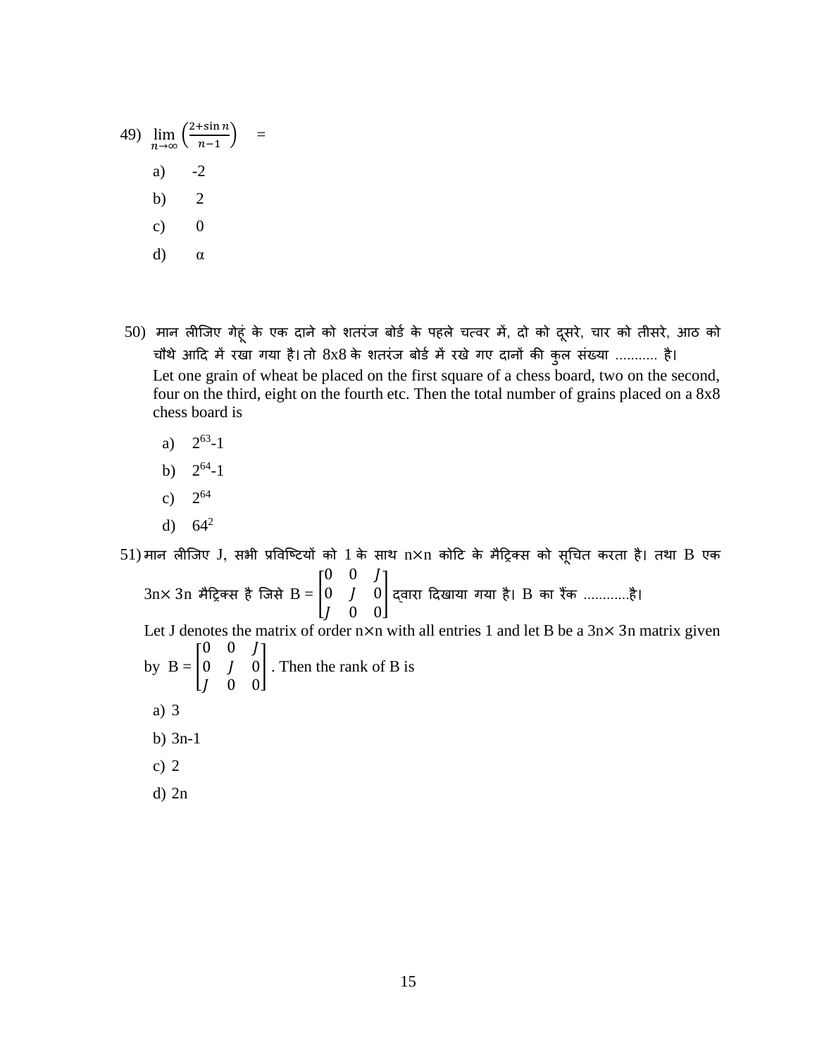49) $\lim_{n\to\infty}\left(\frac{2+\sin n}{n-1}\right) \quad =$

a) -2

b) 2

c) 0

d) α

50) मान लीजिए गेहूं के एक दाने को शतरंज बोर्ड के पहले चत्वर में, दो को दूसरे, चार को तीसरे, आठ को चौथे आदि में रखा गया है। तो 8x8 के शतरंज बोर्ड में रखे गए दानों की कुल संख्या ........... है।

Let one grain of wheat be placed on the first square of a chess board, two on the second, four on the third, eight on the fourth etc. Then the total number of grains placed on a 8x8 chess board is

a) $2^{63}$-1

b) $2^{64}$-1

c) $2^{64}$

d) $64^{2}$

51) मान लीजिए J, सभी प्रविष्टियों को 1 के साथ n×n कोटि के मैट्रिक्स को सूचित करता है। तथा B एक 3n× 3n मैट्रिक्स है जिसे B = $\begin{bmatrix} 0 & 0 & J \\ 0 & J & 0 \\ J & 0 & 0 \end{bmatrix}$ द्वारा दिखाया गया है। B का रैंक ............है।

Let J denotes the matrix of order n×n with all entries 1 and let B be a 3n× 3n matrix given by B = $\begin{bmatrix} 0 & 0 & J \\ 0 & J & 0 \\ J & 0 & 0 \end{bmatrix}$. Then the rank of B is

a) 3

b) 3n-1

c) 2

d) 2n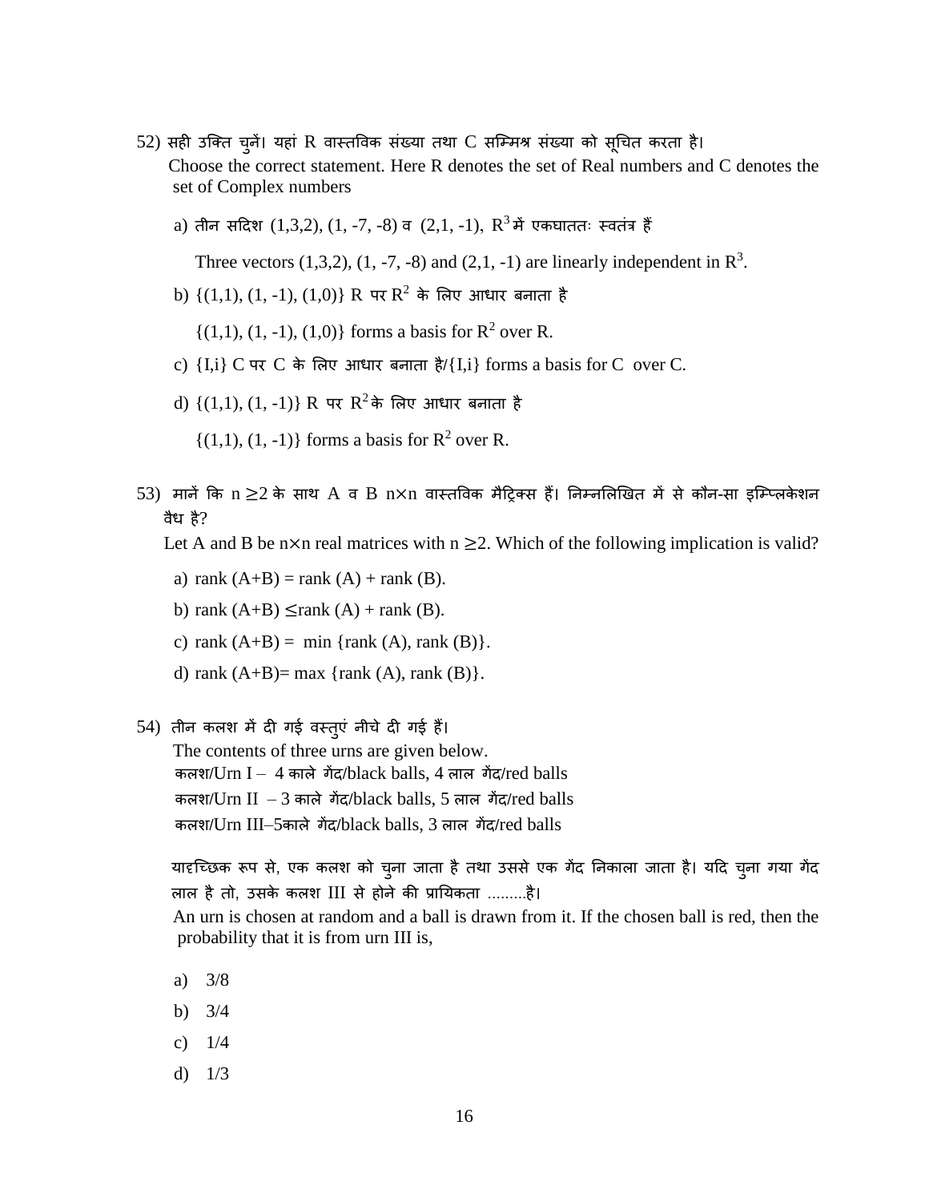52) सही उक्ति चुनें। यहां R वास्तविक संख्या तथा C सम्मिश्र संख्या को सूचित करता है।

Choose the correct statement. Here R denotes the set of Real numbers and C denotes the set of Complex numbers

a) तीन सदिश (1,3,2), (1, -7, -8) व (2,1, -1), $R^3$ में एकघाततः स्वतंत्र हैं

Three vectors (1,3,2), (1, -7, -8) and (2,1, -1) are linearly independent in $R^3$.

b) {(1,1), (1, -1), (1,0)} R पर $R^2$ के लिए आधार बनाता है

{(1,1), (1, -1), (1,0)} forms a basis for $R^2$ over R.

c) {I,i} C पर C के लिए आधार बनाता है/{I,i} forms a basis for C over C.

d) {(1,1), (1, -1)} R पर $R^2$ के लिए आधार बनाता है

{(1,1), (1, -1)} forms a basis for $R^2$ over R.

53) मानें कि $n \geq 2$ के साथ A व B $n \times n$ वास्तविक मैट्रिक्स हैं। निम्नलिखित में से कौन-सा इम्प्लिकेशन वैध है?

Let A and B be $n \times n$ real matrices with $n \geq 2$. Which of the following implication is valid?

a) rank (A+B) = rank (A) + rank (B).

b) rank (A+B) $\leq$ rank (A) + rank (B).

c) rank (A+B) = min {rank (A), rank (B)}.

d) rank (A+B)= max {rank (A), rank (B)}.

54) तीन कलश में दी गई वस्तुएं नीचे दी गई हैं।

The contents of three urns are given below.

कलश/Urn I – 4 काले गेंद/black balls, 4 लाल गेंद/red balls

कलश/Urn II – 3 काले गेंद/black balls, 5 लाल गेंद/red balls

कलश/Urn III–5काले गेंद/black balls, 3 लाल गेंद/red balls

यादृच्छिक रूप से, एक कलश को चुना जाता है तथा उससे एक गेंद निकाला जाता है। यदि चुना गया गेंद लाल है तो, उसके कलश III से होने की प्रायिकता .........है।

An urn is chosen at random and a ball is drawn from it. If the chosen ball is red, then the probability that it is from urn III is,

a) 3/8

b) 3/4

c) 1/4

d) 1/3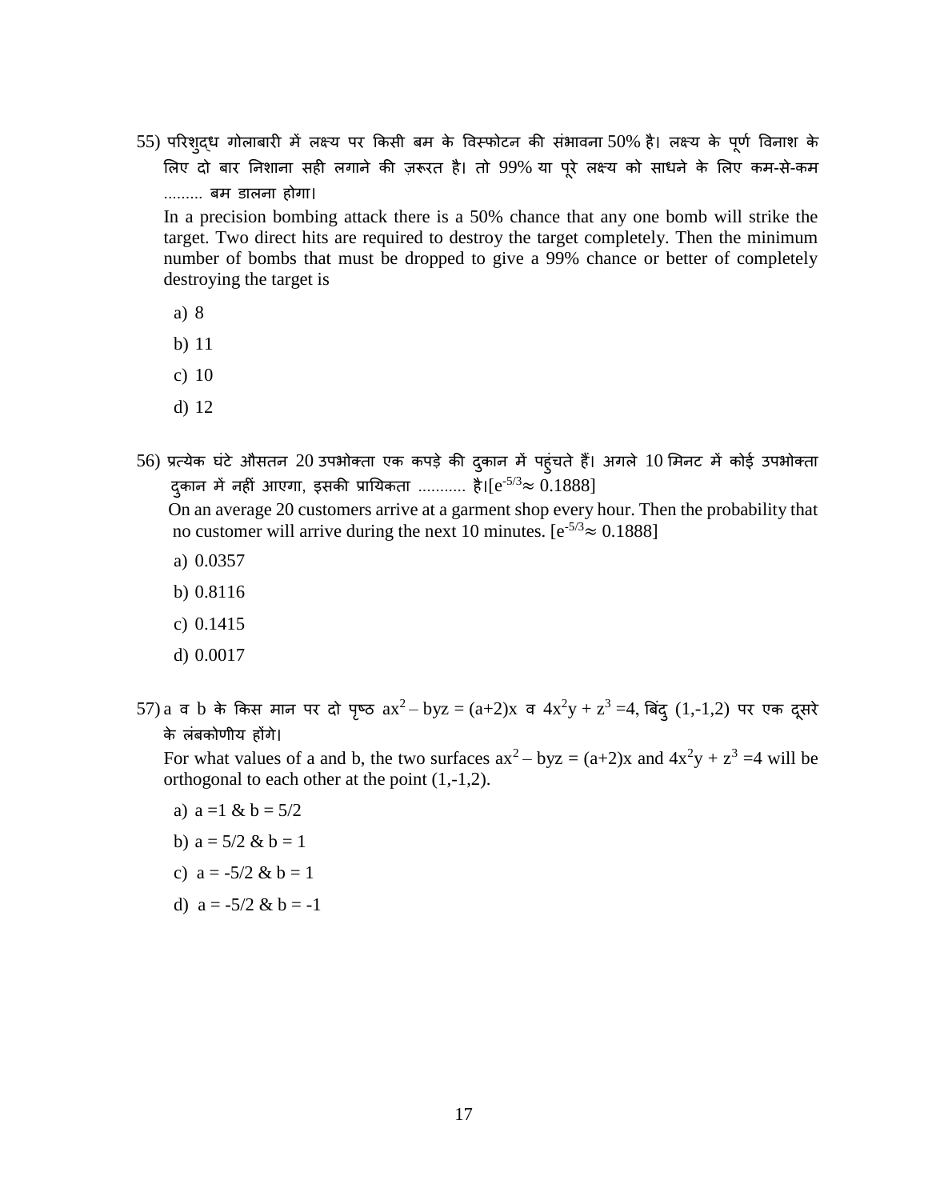55) परिशुद्ध गोलाबारी में लक्ष्य पर किसी बम के विस्फोटन की संभावना 50% है। लक्ष्य के पूर्ण विनाश के लिए दो बार निशाना सही लगाने की ज़रूरत है। तो 99% या पूरे लक्ष्य को साधने के लिए कम-से-कम ......... बम डालना होगा।

In a precision bombing attack there is a 50% chance that any one bomb will strike the target. Two direct hits are required to destroy the target completely. Then the minimum number of bombs that must be dropped to give a 99% chance or better of completely destroying the target is

a) 8

b) 11

c) 10

d) 12

56) प्रत्येक घंटे औसतन 20 उपभोक्ता एक कपड़े की दुकान में पहुंचते हैं। अगले 10 मिनट में कोई उपभोक्ता दुकान में नहीं आएगा, इसकी प्रायिकता ........... है।[$e^{-5/3} \approx 0.1888$]

On an average 20 customers arrive at a garment shop every hour. Then the probability that no customer will arrive during the next 10 minutes. [$e^{-5/3} \approx 0.1888$]

a) 0.0357

b) 0.8116

c) 0.1415

d) 0.0017

57) a व b के किस मान पर दो पृष्ठ $ax^2 - byz = (a+2)x$ व $4x^2y + z^3 = 4$, बिंदु (1,-1,2) पर एक दूसरे के लंबकोणीय होंगे।

For what values of a and b, the two surfaces $ax^2 - byz = (a+2)x$ and $4x^2y + z^3 = 4$ will be orthogonal to each other at the point (1,-1,2).

a) $a = 1$ & $b = 5/2$

b) $a = 5/2$ & $b = 1$

c) $a = -5/2$ & $b = 1$

d) $a = -5/2$ & $b = -1$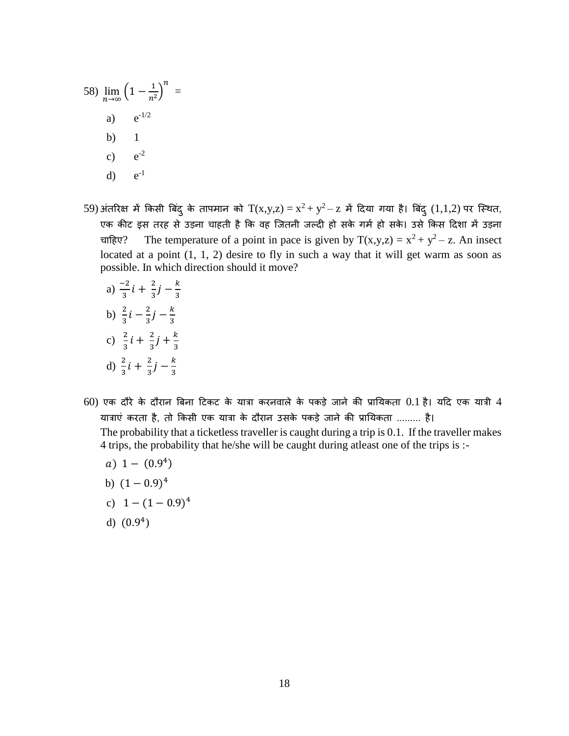58) $\lim_{n\to\infty} \left(1 - \frac{1}{n^2}\right)^n$ =

a) $e^{-1/2}$

b) 1

c) $e^{-2}$

d) $e^{-1}$

59) अंतरिक्ष में किसी बिंदु के तापमान को $T(x,y,z) = x^2 + y^2 - z$ में दिया गया है। बिंदु (1,1,2) पर स्थित, एक कीट इस तरह से उड़ना चाहती है कि वह जितनी जल्दी हो सके गर्म हो सके। उसे किस दिशा में उड़ना चाहिए? The temperature of a point in pace is given by $T(x,y,z) = x^2 + y^2 - z$. An insect located at a point (1, 1, 2) desire to fly in such a way that it will get warm as soon as possible. In which direction should it move?

a) $\frac{-2}{3}i + \frac{2}{3}j - \frac{k}{3}$

b) $\frac{2}{3}i - \frac{2}{3}j - \frac{k}{3}$

c) $\frac{2}{3}i + \frac{2}{3}j + \frac{k}{3}$

d) $\frac{2}{3}i + \frac{2}{3}j - \frac{k}{3}$

60) एक दौरे के दौरान बिना टिकट के यात्रा करनवाले के पकड़े जाने की प्रायिकता 0.1 है। यदि एक यात्री 4 यात्राएं करता है, तो किसी एक यात्रा के दौरान उसके पकड़े जाने की प्रायिकता ......... है।
The probability that a ticketless traveller is caught during a trip is 0.1. If the traveller makes 4 trips, the probability that he/she will be caught during atleast one of the trips is :-

a) $1 - (0.9^4)$

b) $(1 - 0.9)^4$

c) $1 - (1 - 0.9)^4$

d) $(0.9^4)$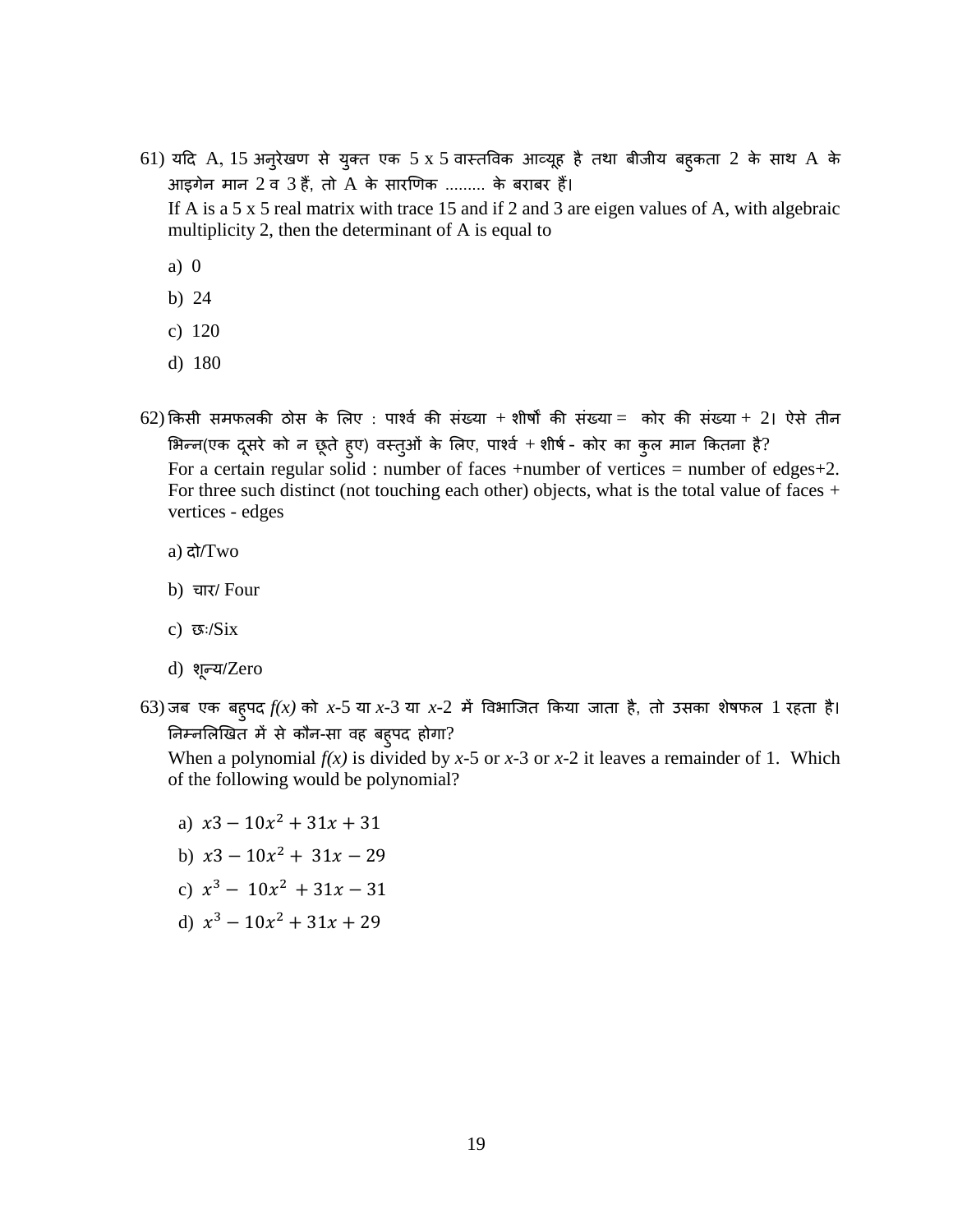61) यदि A, 15 अनुरेखण से युक्त एक 5 x 5 वास्तविक आव्यूह है तथा बीजीय बहुकता 2 के साथ A के आइगेन मान 2 व 3 हैं, तो A के सारणिक ......... के बराबर हैं।

If A is a 5 x 5 real matrix with trace 15 and if 2 and 3 are eigen values of A, with algebraic multiplicity 2, then the determinant of A is equal to

a) 0

b) 24

c) 120

d) 180

62) किसी समफलकी ठोस के लिए : पार्श्व की संख्या + शीर्षो की संख्या = कोर की संख्या + 2। ऐसे तीन भिन्न(एक दूसरे को न छूते हुए) वस्तुओं के लिए, पार्श्व + शीर्ष - कोर का कुल मान कितना है?

For a certain regular solid : number of faces +number of vertices = number of edges+2. For three such distinct (not touching each other) objects, what is the total value of faces + vertices - edges

a) दो/Two

b) चार/ Four

c) छः/Six

d) शून्य/Zero

63) जब एक बहुपद *f(x)* को *x*-5 या *x*-3 या *x*-2 में विभाजित किया जाता है, तो उसका शेषफल 1 रहता है। निम्नलिखित में से कौन-सा वह बहुपद होगा?

When a polynomial *f(x)* is divided by *x*-5 or *x*-3 or *x*-2 it leaves a remainder of 1. Which of the following would be polynomial?

a) $x3 - 10x^2 + 31x + 31$

b) $x3 - 10x^2 + 31x - 29$

c) $x^3 - 10x^2 + 31x - 31$

d) $x^3 - 10x^2 + 31x + 29$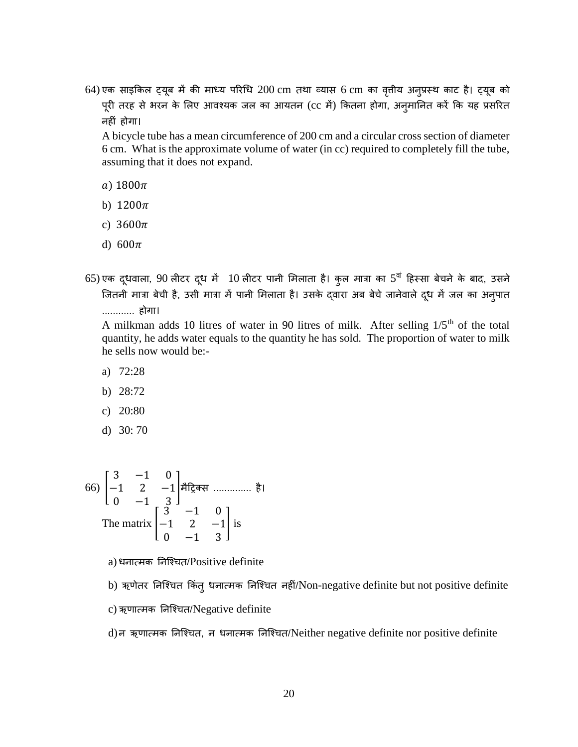64) एक साइकिल ट्यूब में की माध्य परिधि 200 cm तथा व्यास 6 cm का वृत्तीय अनुप्रस्थ काट है। ट्यूब को पूरी तरह से भरन के लिए आवश्यक जल का आयतन (cc में) कितना होगा, अनुमानित करें कि यह प्रसरित नहीं होगा।

A bicycle tube has a mean circumference of 200 cm and a circular cross section of diameter 6 cm. What is the approximate volume of water (in cc) required to completely fill the tube, assuming that it does not expand.

$a$) $1800\pi$

b) $1200\pi$

c) $3600\pi$

d) $600\pi$

65) एक दूधवाला, 90 लीटर दूध में 10 लीटर पानी मिलाता है। कुल मात्रा का 5वां हिस्सा बेचने के बाद, उसने जितनी मात्रा बेची है, उसी मात्रा में पानी मिलाता है। उसके द्वारा अब बेचे जानेवाले दूध में जल का अनुपात ............ होगा।

A milkman adds 10 litres of water in 90 litres of milk. After selling 1/5th of the total quantity, he adds water equals to the quantity he has sold. The proportion of water to milk he sells now would be:-

a) 72:28

b) 28:72

c) 20:80

d) 30: 70

66) $\begin{bmatrix} 3 & -1 & 0 \\ -1 & 2 & -1 \\ 0 & -1 & 3 \end{bmatrix}$ मैट्रिक्स ............. है।

The matrix $\begin{bmatrix} 3 & -1 & 0 \\ -1 & 2 & -1 \\ 0 & -1 & 3 \end{bmatrix}$ is

a) धनात्मक निश्चित/Positive definite

b) ऋणेतर निश्चित किंतु धनात्मक निश्चित नहीं/Non-negative definite but not positive definite

c) ऋणात्मक निश्चित/Negative definite

d) न ऋणात्मक निश्चित, न धनात्मक निश्चित/Neither negative definite nor positive definite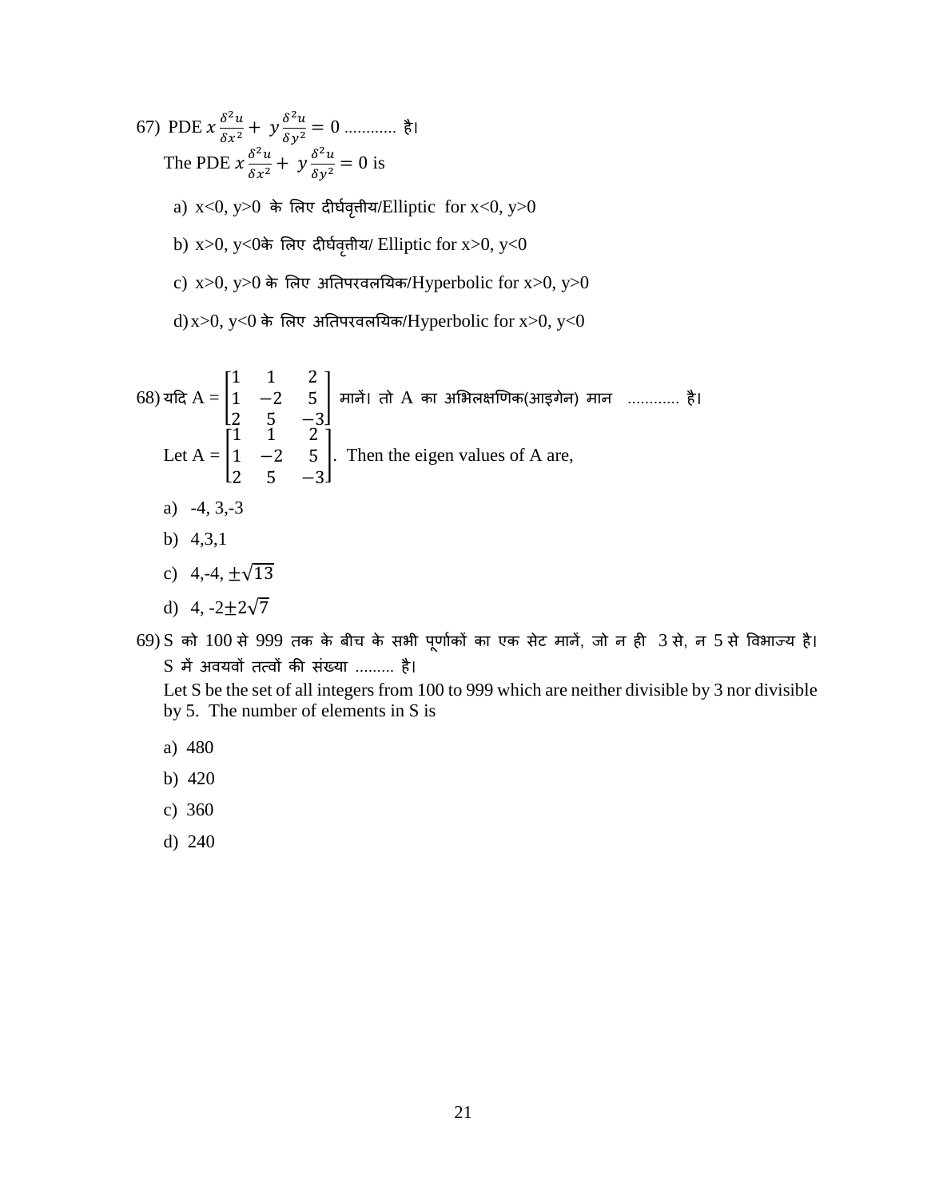67) PDE $x\frac{\delta^2 u}{\delta x^2} + y\frac{\delta^2 u}{\delta y^2} = 0$ ............ है।

The PDE $x\frac{\delta^2 u}{\delta x^2} + y\frac{\delta^2 u}{\delta y^2} = 0$ is

a) x<0, y>0 के लिए दीर्घवृत्तीय/Elliptic for x<0, y>0

b) x>0, y<0के लिए दीर्घवृत्तीय/ Elliptic for x>0, y<0

c) x>0, y>0 के लिए अतिपरवलयिक/Hyperbolic for x>0, y>0

d) x>0, y<0 के लिए अतिपरवलयिक/Hyperbolic for x>0, y<0

68) यदि A = $\begin{bmatrix} 1 & 1 & 2 \\ 1 & -2 & 5 \\ 2 & 5 & -3 \end{bmatrix}$ मानें। तो A का अभिलक्षणिक(आइगेन) मान ............ है।

Let A = $\begin{bmatrix} 1 & 1 & 2 \\ 1 & -2 & 5 \\ 2 & 5 & -3 \end{bmatrix}$. Then the eigen values of A are,

a) -4, 3,-3

b) 4,3,1

c) 4,-4, $\pm\sqrt{13}$

d) 4, -2$\pm$2$\sqrt{7}$

69) S को 100 से 999 तक के बीच के सभी पूर्णांकों का एक सेट मानें, जो न ही 3 से, न 5 से विभाज्य है। S में अवयवों तत्वों की संख्या ......... है।

Let S be the set of all integers from 100 to 999 which are neither divisible by 3 nor divisible by 5. The number of elements in S is

a) 480

b) 420

c) 360

d) 240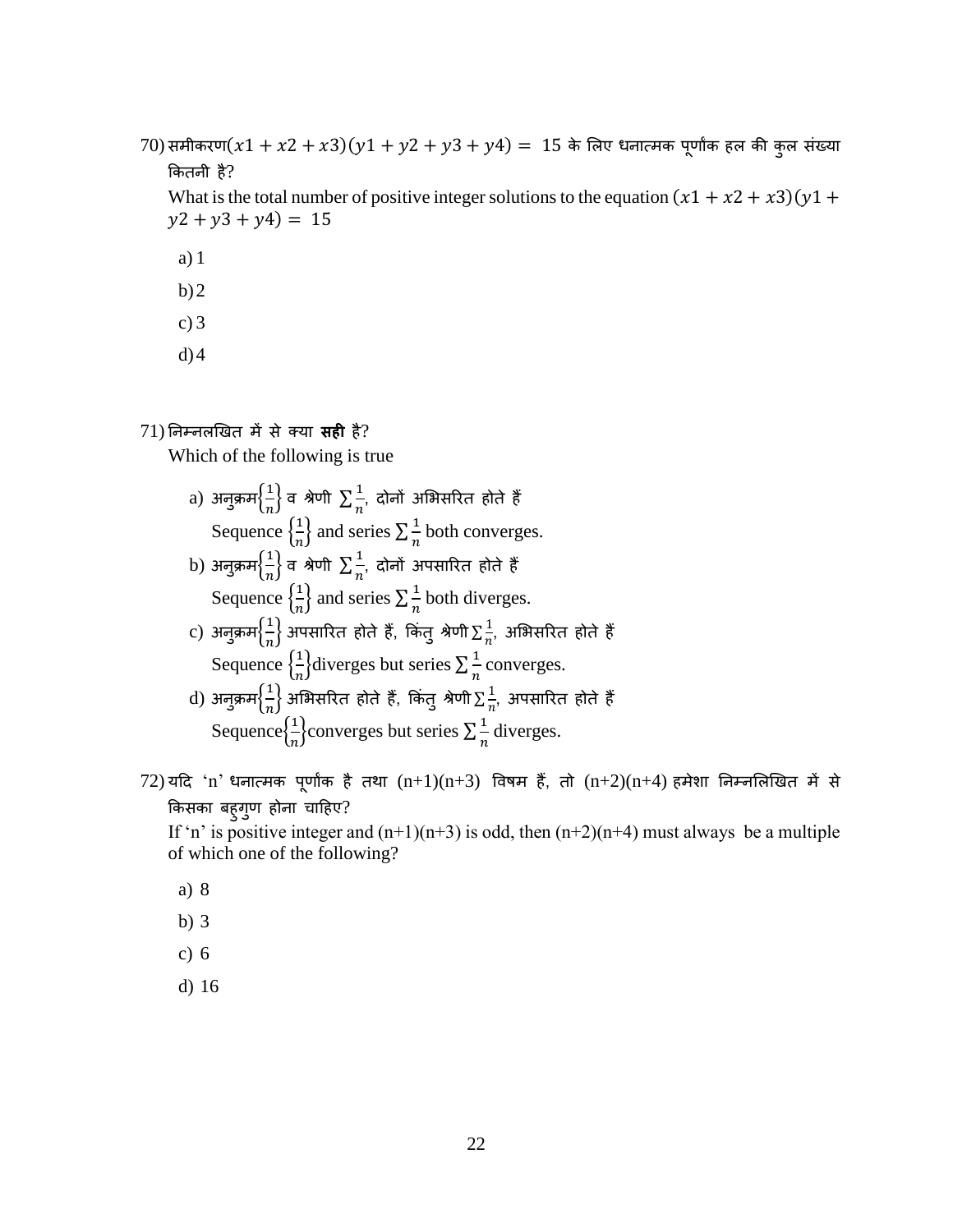70) समीकरण$(x1 + x2 + x3)(y1 + y2 + y3 + y4) = 15$ के लिए धनात्मक पूर्णांक हल की कुल संख्या कितनी है?

What is the total number of positive integer solutions to the equation $(x1 + x2 + x3)(y1 + y2 + y3 + y4) = 15$

a) 1

b) 2

c) 3

d) 4

71) निम्नलिखित में से क्या **सही** है?

Which of the following is true

a) अनुक्रम$\left\{\frac{1}{n}\right\}$ व श्रेणी $\sum \frac{1}{n}$, दोनों अभिसरित होते हैं

Sequence $\left\{\frac{1}{n}\right\}$ and series $\sum \frac{1}{n}$ both converges.

b) अनुक्रम$\left\{\frac{1}{n}\right\}$ व श्रेणी $\sum \frac{1}{n}$, दोनों अपसारित होते हैं

Sequence $\left\{\frac{1}{n}\right\}$ and series $\sum \frac{1}{n}$ both diverges.

c) अनुक्रम$\left\{\frac{1}{n}\right\}$ अपसारित होते हैं, किंतु श्रेणी$\sum \frac{1}{n}$, अभिसरित होते हैं

Sequence $\left\{\frac{1}{n}\right\}$diverges but series $\sum \frac{1}{n}$ converges.

d) अनुक्रम$\left\{\frac{1}{n}\right\}$ अभिसरित होते हैं, किंतु श्रेणी$\sum \frac{1}{n}$, अपसारित होते हैं

Sequence$\left\{\frac{1}{n}\right\}$converges but series $\sum \frac{1}{n}$ diverges.

72) यदि 'n' धनात्मक पूर्णांक है तथा (n+1)(n+3) विषम हैं, तो (n+2)(n+4) हमेशा निम्नलिखित में से किसका बहुगुण होना चाहिए?

If 'n' is positive integer and (n+1)(n+3) is odd, then (n+2)(n+4) must always be a multiple of which one of the following?

a) 8

b) 3

c) 6

d) 16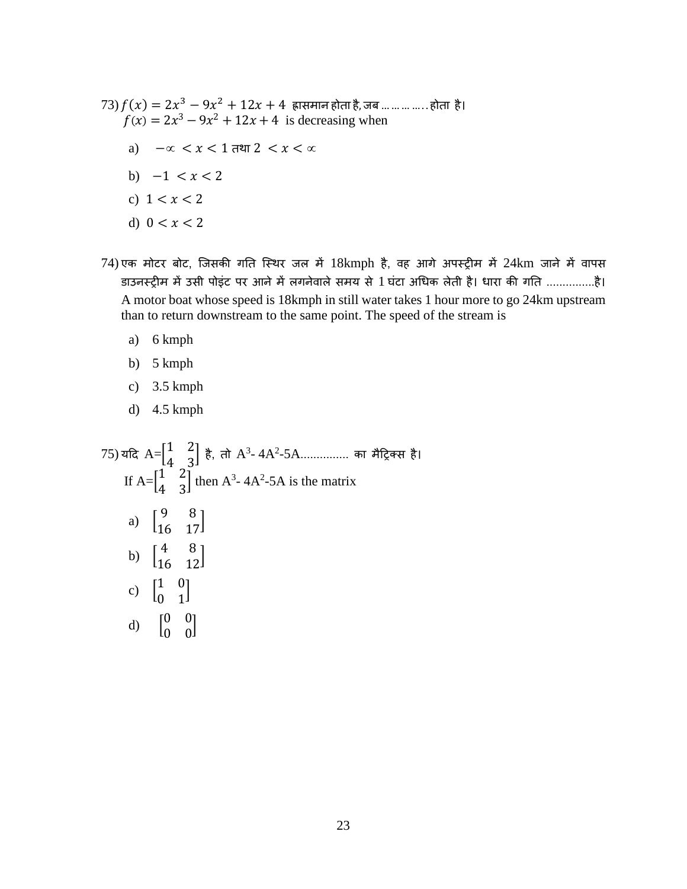73) $f(x) = 2x^3 - 9x^2 + 12x + 4$ ह्रासमान होता है, जब ………….. होता है।
$f(x) = 2x^3 - 9x^2 + 12x + 4$ is decreasing when

a) $-\infty < x < 1$ तथा $2 < x < \infty$

b) $-1 < x < 2$

c) $1 < x < 2$

d) $0 < x < 2$

74) एक मोटर बोट, जिसकी गति स्थिर जल में 18kmph है, वह आगे अपस्ट्रीम में 24km जाने में वापस डाउनस्ट्रीम में उसी पोइंट पर आने में लगनेवाले समय से 1 घंटा अधिक लेती है। धारा की गति ...............है।
A motor boat whose speed is 18kmph in still water takes 1 hour more to go 24km upstream than to return downstream to the same point. The speed of the stream is

a) 6 kmph

b) 5 kmph

c) 3.5 kmph

d) 4.5 kmph

75) यदि $A=\begin{bmatrix} 1 & 2 \\ 4 & 3 \end{bmatrix}$ है, तो $A^3 - 4A^2 - 5A$............... का मैट्रिक्स है।
If $A=\begin{bmatrix} 1 & 2 \\ 4 & 3 \end{bmatrix}$ then $A^3 - 4A^2 - 5A$ is the matrix

a) $\begin{bmatrix} 9 & 8 \\ 16 & 17 \end{bmatrix}$

b) $\begin{bmatrix} 4 & 8 \\ 16 & 12 \end{bmatrix}$

c) $\begin{bmatrix} 1 & 0 \\ 0 & 1 \end{bmatrix}$

d) $\begin{bmatrix} 0 & 0 \\ 0 & 0 \end{bmatrix}$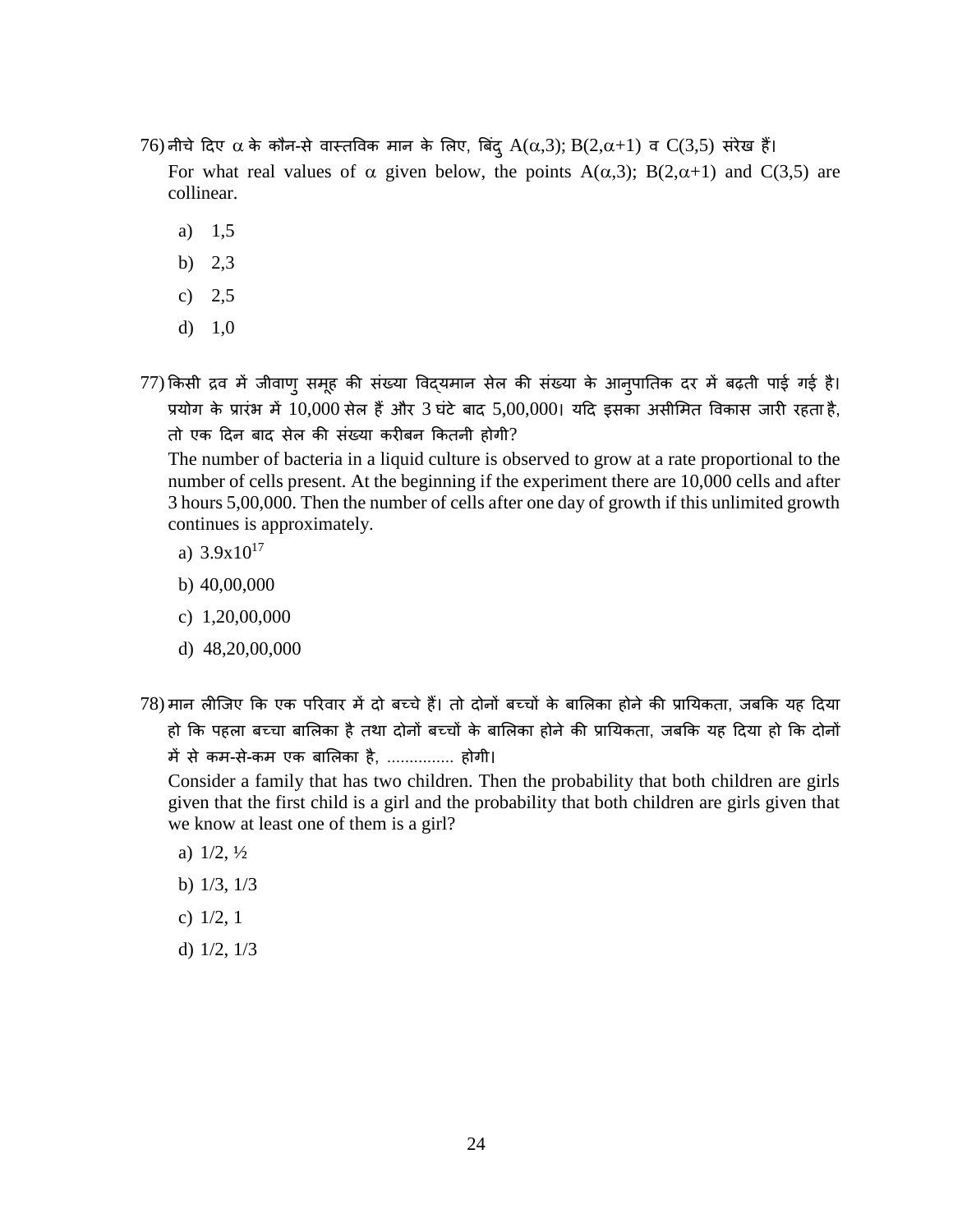76) नीचे दिए $\alpha$ के कौन-से वास्तविक मान के लिए, बिंदु $A(\alpha,3)$; $B(2,\alpha+1)$ व $C(3,5)$ संरेख हैं।

For what real values of $\alpha$ given below, the points $A(\alpha,3)$; $B(2,\alpha+1)$ and $C(3,5)$ are collinear.

a) 1,5

b) 2,3

c) 2,5

d) 1,0

77) किसी द्रव में जीवाणु समूह की संख्या विद्यमान सेल की संख्या के आनुपातिक दर में बढ़ती पाई गई है। प्रयोग के प्रारंभ में 10,000 सेल हैं और 3 घंटे बाद 5,00,000। यदि इसका असीमित विकास जारी रहता है, तो एक दिन बाद सेल की संख्या करीबन कितनी होगी?

The number of bacteria in a liquid culture is observed to grow at a rate proportional to the number of cells present. At the beginning if the experiment there are 10,000 cells and after 3 hours 5,00,000. Then the number of cells after one day of growth if this unlimited growth continues is approximately.

a) $3.9\text{x}10^{17}$

b) 40,00,000

c) 1,20,00,000

d) 48,20,00,000

78) मान लीजिए कि एक परिवार में दो बच्चे हैं। तो दोनों बच्चों के बालिका होने की प्रायिकता, जबकि यह दिया हो कि पहला बच्चा बालिका है तथा दोनों बच्चों के बालिका होने की प्रायिकता, जबकि यह दिया हो कि दोनों में से कम-से-कम एक बालिका है, ............... होगी।

Consider a family that has two children. Then the probability that both children are girls given that the first child is a girl and the probability that both children are girls given that we know at least one of them is a girl?

a) 1/2, ½

b) 1/3, 1/3

c) 1/2, 1

d) 1/2, 1/3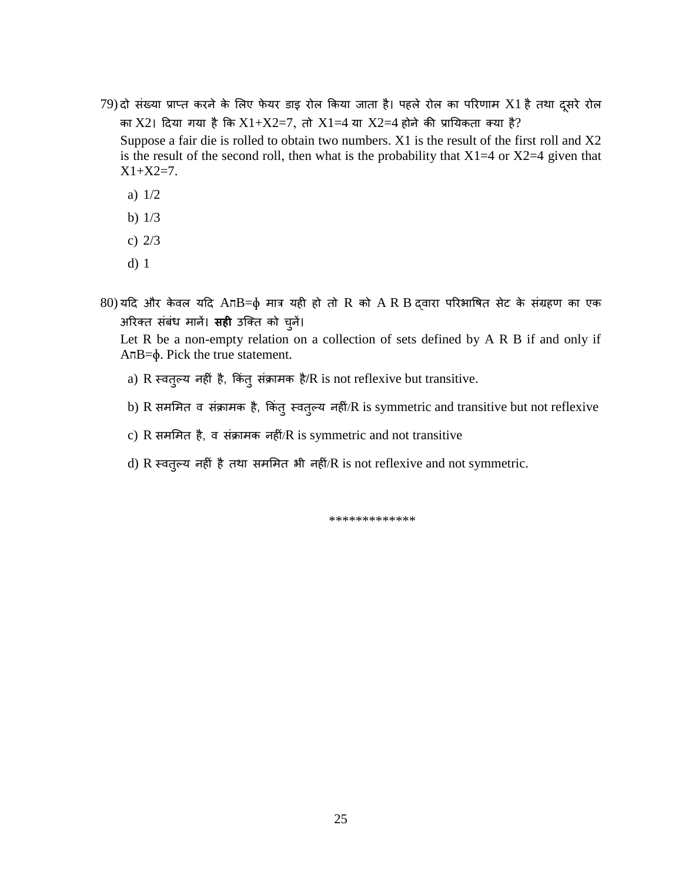79) दो संख्या प्राप्त करने के लिए फेयर डाइ रोल किया जाता है। पहले रोल का परिणाम X1 है तथा दूसरे रोल का X2। दिया गया है कि X1+X2=7, तो X1=4 या X2=4 होने की प्रायिकता क्या है?

Suppose a fair die is rolled to obtain two numbers. X1 is the result of the first roll and X2 is the result of the second roll, then what is the probability that X1=4 or X2=4 given that X1+X2=7.

a) 1/2

b) 1/3

c) 2/3

d) 1

80) यदि और केवल यदि A⊓B=ϕ मात्र यही हो तो R को A R B द्वारा परिभाषित सेट के संग्रहण का एक अरिक्त संबंध मानें। **सही** उक्ति को चुनें।

Let R be a non-empty relation on a collection of sets defined by A R B if and only if A⊓B=ϕ. Pick the true statement.

a) R स्वतुल्य नहीं है, किंतु संक्रामक है/R is not reflexive but transitive.

b) R सममित व संक्रामक है, किंतु स्वतुल्य नहीं/R is symmetric and transitive but not reflexive

c) R सममित है, व संक्रामक नहीं/R is symmetric and not transitive

d) R स्वतुल्य नहीं है तथा सममित भी नहीं/R is not reflexive and not symmetric.

*************